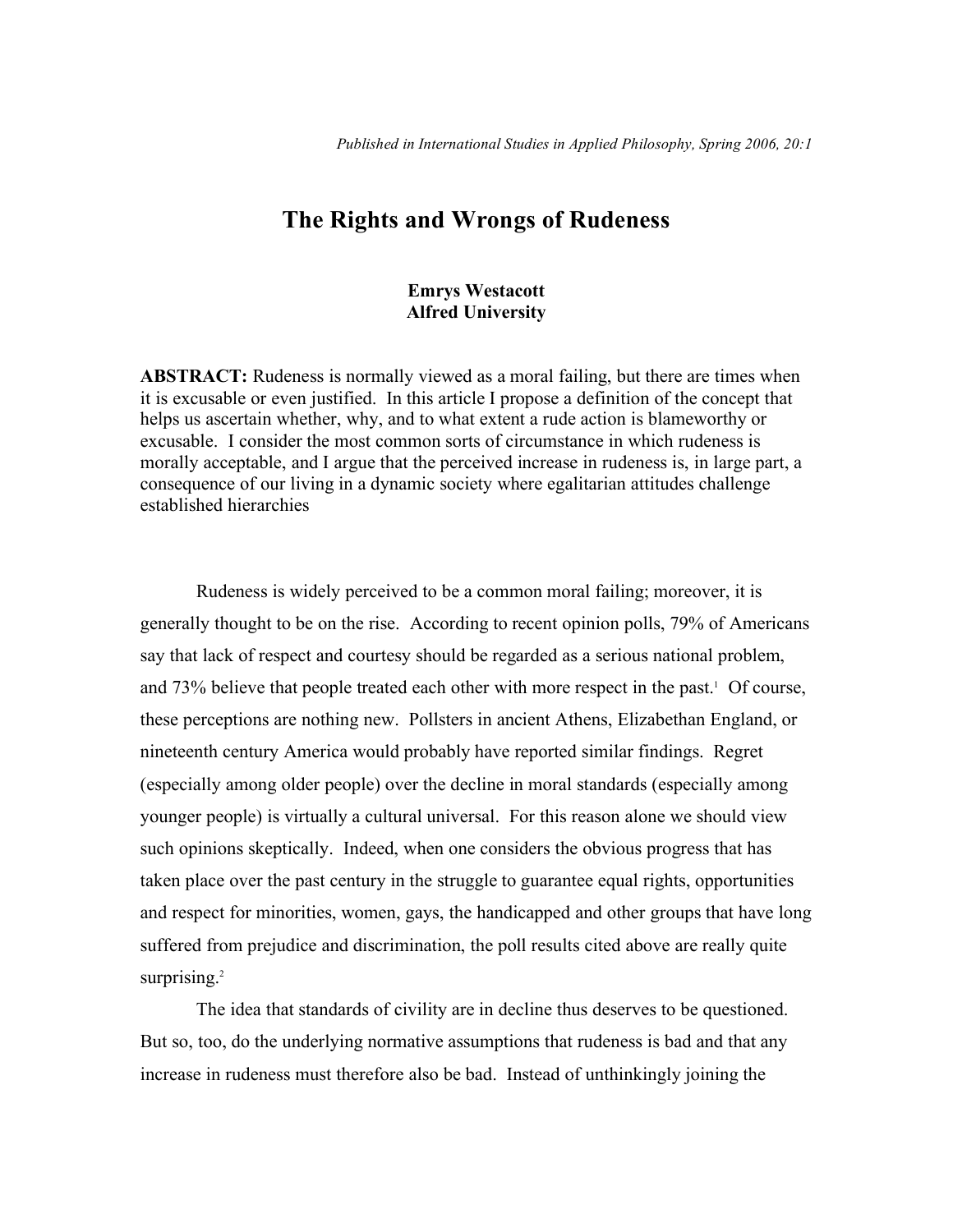*Published in International Studies in Applied Philosophy, Spring 2006, 20:1*

# The Rights and Wrongs of Rudeness

**Emrys Westacott**
**Alfred University**

**ABSTRACT:** Rudeness is normally viewed as a moral failing, but there are times when it is excusable or even justified. In this article I propose a definition of the concept that helps us ascertain whether, why, and to what extent a rude action is blameworthy or excusable. I consider the most common sorts of circumstance in which rudeness is morally acceptable, and I argue that the perceived increase in rudeness is, in large part, a consequence of our living in a dynamic society where egalitarian attitudes challenge established hierarchies

Rudeness is widely perceived to be a common moral failing; moreover, it is generally thought to be on the rise. According to recent opinion polls, 79% of Americans say that lack of respect and courtesy should be regarded as a serious national problem, and 73% believe that people treated each other with more respect in the past.[1] Of course, these perceptions are nothing new. Pollsters in ancient Athens, Elizabethan England, or nineteenth century America would probably have reported similar findings. Regret (especially among older people) over the decline in moral standards (especially among younger people) is virtually a cultural universal. For this reason alone we should view such opinions skeptically. Indeed, when one considers the obvious progress that has taken place over the past century in the struggle to guarantee equal rights, opportunities and respect for minorities, women, gays, the handicapped and other groups that have long suffered from prejudice and discrimination, the poll results cited above are really quite surprising.[2]

The idea that standards of civility are in decline thus deserves to be questioned. But so, too, do the underlying normative assumptions that rudeness is bad and that any increase in rudeness must therefore also be bad. Instead of unthinkingly joining the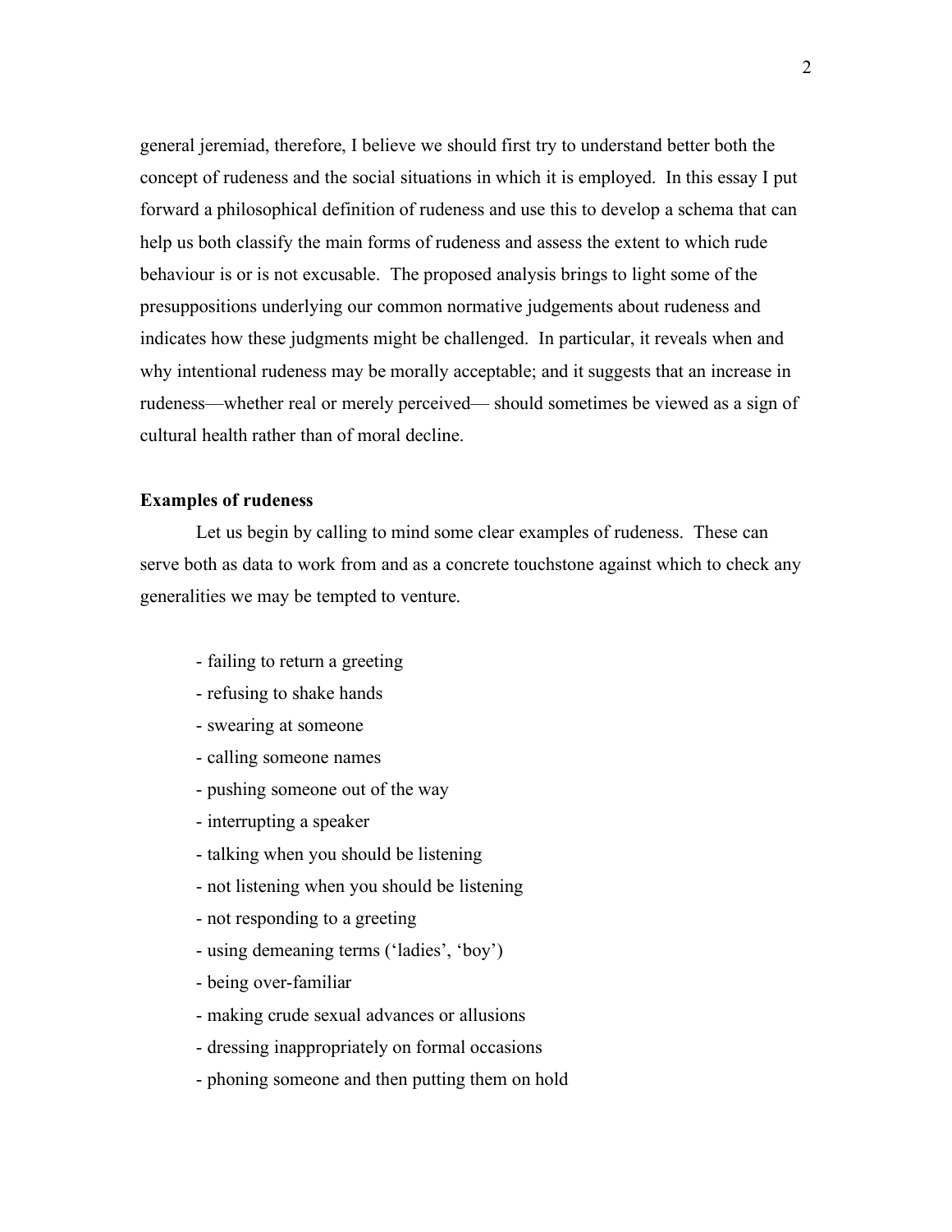general jeremiad, therefore, I believe we should first try to understand better both the concept of rudeness and the social situations in which it is employed. In this essay I put forward a philosophical definition of rudeness and use this to develop a schema that can help us both classify the main forms of rudeness and assess the extent to which rude behaviour is or is not excusable. The proposed analysis brings to light some of the presuppositions underlying our common normative judgements about rudeness and indicates how these judgments might be challenged. In particular, it reveals when and why intentional rudeness may be morally acceptable; and it suggests that an increase in rudeness—whether real or merely perceived— should sometimes be viewed as a sign of cultural health rather than of moral decline.

**Examples of rudeness**

Let us begin by calling to mind some clear examples of rudeness. These can serve both as data to work from and as a concrete touchstone against which to check any generalities we may be tempted to venture.

- failing to return a greeting
- refusing to shake hands
- swearing at someone
- calling someone names
- pushing someone out of the way
- interrupting a speaker
- talking when you should be listening
- not listening when you should be listening
- not responding to a greeting
- using demeaning terms ('ladies', 'boy')
- being over-familiar
- making crude sexual advances or allusions
- dressing inappropriately on formal occasions
- phoning someone and then putting them on hold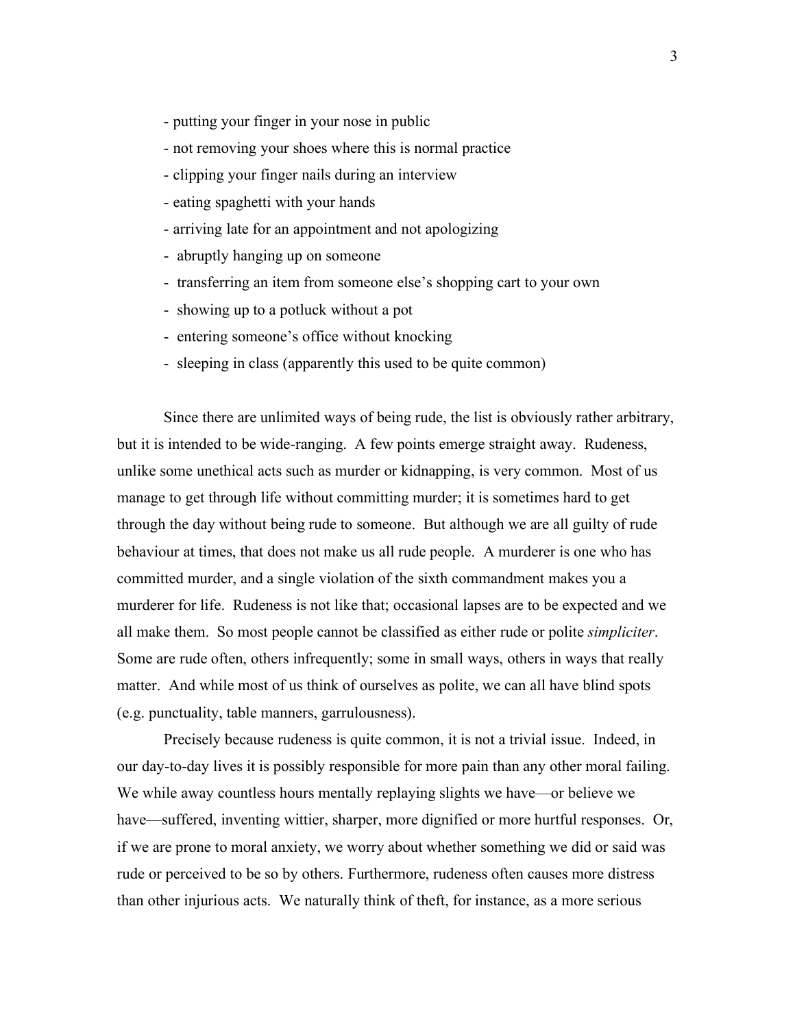- putting your finger in your nose in public
- not removing your shoes where this is normal practice
- clipping your finger nails during an interview
- eating spaghetti with your hands
- arriving late for an appointment and not apologizing
- abruptly hanging up on someone
- transferring an item from someone else's shopping cart to your own
- showing up to a potluck without a pot
- entering someone's office without knocking
- sleeping in class (apparently this used to be quite common)

Since there are unlimited ways of being rude, the list is obviously rather arbitrary, but it is intended to be wide-ranging. A few points emerge straight away. Rudeness, unlike some unethical acts such as murder or kidnapping, is very common. Most of us manage to get through life without committing murder; it is sometimes hard to get through the day without being rude to someone. But although we are all guilty of rude behaviour at times, that does not make us all rude people. A murderer is one who has committed murder, and a single violation of the sixth commandment makes you a murderer for life. Rudeness is not like that; occasional lapses are to be expected and we all make them. So most people cannot be classified as either rude or polite *simpliciter*. Some are rude often, others infrequently; some in small ways, others in ways that really matter. And while most of us think of ourselves as polite, we can all have blind spots (e.g. punctuality, table manners, garrulousness).

Precisely because rudeness is quite common, it is not a trivial issue. Indeed, in our day-to-day lives it is possibly responsible for more pain than any other moral failing. We while away countless hours mentally replaying slights we have—or believe we have—suffered, inventing wittier, sharper, more dignified or more hurtful responses. Or, if we are prone to moral anxiety, we worry about whether something we did or said was rude or perceived to be so by others. Furthermore, rudeness often causes more distress than other injurious acts. We naturally think of theft, for instance, as a more serious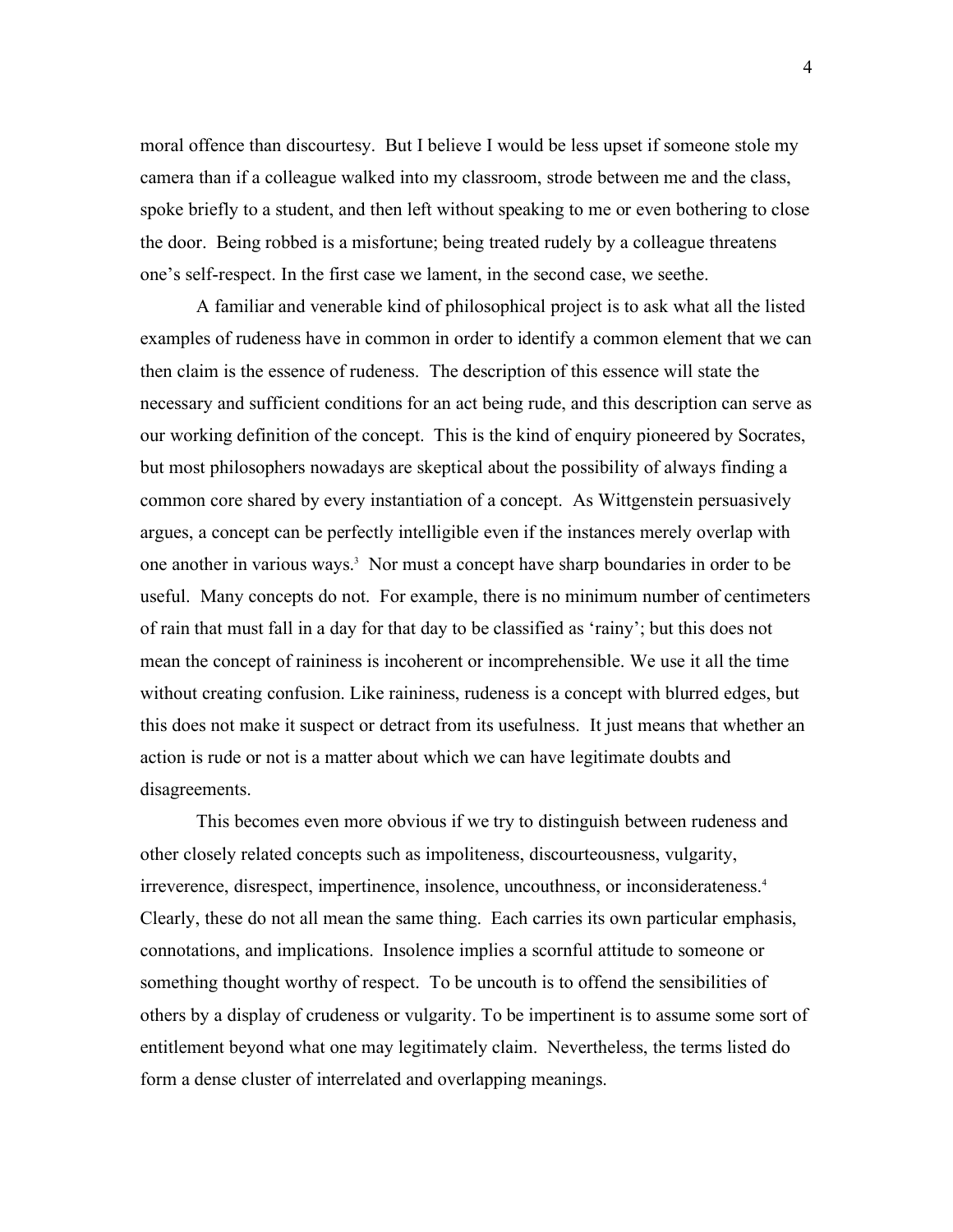moral offence than discourtesy. But I believe I would be less upset if someone stole my camera than if a colleague walked into my classroom, strode between me and the class, spoke briefly to a student, and then left without speaking to me or even bothering to close the door. Being robbed is a misfortune; being treated rudely by a colleague threatens one's self-respect. In the first case we lament, in the second case, we seethe.

A familiar and venerable kind of philosophical project is to ask what all the listed examples of rudeness have in common in order to identify a common element that we can then claim is the essence of rudeness. The description of this essence will state the necessary and sufficient conditions for an act being rude, and this description can serve as our working definition of the concept. This is the kind of enquiry pioneered by Socrates, but most philosophers nowadays are skeptical about the possibility of always finding a common core shared by every instantiation of a concept. As Wittgenstein persuasively argues, a concept can be perfectly intelligible even if the instances merely overlap with one another in various ways.[3] Nor must a concept have sharp boundaries in order to be useful. Many concepts do not. For example, there is no minimum number of centimeters of rain that must fall in a day for that day to be classified as 'rainy'; but this does not mean the concept of raininess is incoherent or incomprehensible. We use it all the time without creating confusion. Like raininess, rudeness is a concept with blurred edges, but this does not make it suspect or detract from its usefulness. It just means that whether an action is rude or not is a matter about which we can have legitimate doubts and disagreements.

This becomes even more obvious if we try to distinguish between rudeness and other closely related concepts such as impoliteness, discourteousness, vulgarity, irreverence, disrespect, impertinence, insolence, uncouthness, or inconsiderateness.[4] Clearly, these do not all mean the same thing. Each carries its own particular emphasis, connotations, and implications. Insolence implies a scornful attitude to someone or something thought worthy of respect. To be uncouth is to offend the sensibilities of others by a display of crudeness or vulgarity. To be impertinent is to assume some sort of entitlement beyond what one may legitimately claim. Nevertheless, the terms listed do form a dense cluster of interrelated and overlapping meanings.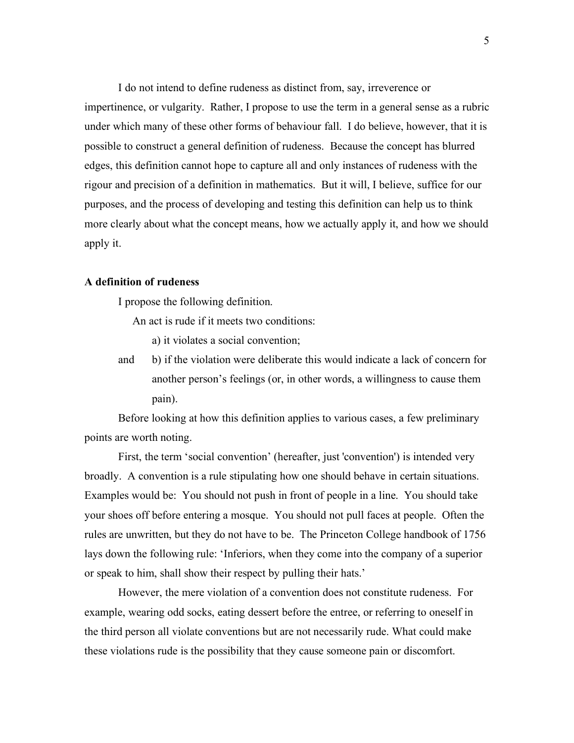I do not intend to define rudeness as distinct from, say, irreverence or impertinence, or vulgarity. Rather, I propose to use the term in a general sense as a rubric under which many of these other forms of behaviour fall. I do believe, however, that it is possible to construct a general definition of rudeness. Because the concept has blurred edges, this definition cannot hope to capture all and only instances of rudeness with the rigour and precision of a definition in mathematics. But it will, I believe, suffice for our purposes, and the process of developing and testing this definition can help us to think more clearly about what the concept means, how we actually apply it, and how we should apply it.

**A definition of rudeness**

I propose the following definition.

An act is rude if it meets two conditions:

a) it violates a social convention;

and b) if the violation were deliberate this would indicate a lack of concern for another person's feelings (or, in other words, a willingness to cause them pain).

Before looking at how this definition applies to various cases, a few preliminary points are worth noting.

First, the term 'social convention' (hereafter, just 'convention') is intended very broadly. A convention is a rule stipulating how one should behave in certain situations. Examples would be: You should not push in front of people in a line. You should take your shoes off before entering a mosque. You should not pull faces at people. Often the rules are unwritten, but they do not have to be. The Princeton College handbook of 1756 lays down the following rule: 'Inferiors, when they come into the company of a superior or speak to him, shall show their respect by pulling their hats.'

However, the mere violation of a convention does not constitute rudeness. For example, wearing odd socks, eating dessert before the entree, or referring to oneself in the third person all violate conventions but are not necessarily rude. What could make these violations rude is the possibility that they cause someone pain or discomfort.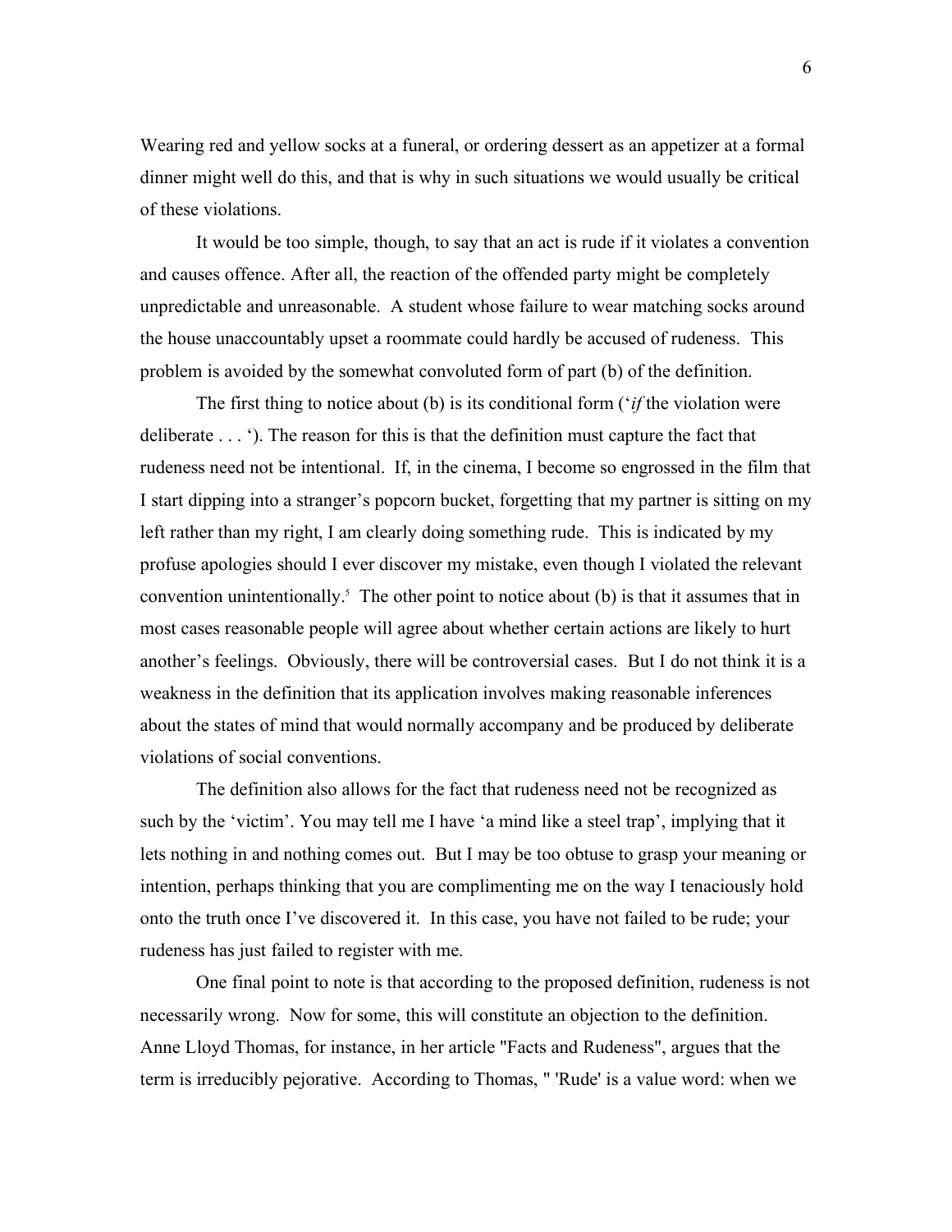Wearing red and yellow socks at a funeral, or ordering dessert as an appetizer at a formal dinner might well do this, and that is why in such situations we would usually be critical of these violations.

It would be too simple, though, to say that an act is rude if it violates a convention and causes offence. After all, the reaction of the offended party might be completely unpredictable and unreasonable. A student whose failure to wear matching socks around the house unaccountably upset a roommate could hardly be accused of rudeness. This problem is avoided by the somewhat convoluted form of part (b) of the definition.

The first thing to notice about (b) is its conditional form ('*if* the violation were deliberate . . . '). The reason for this is that the definition must capture the fact that rudeness need not be intentional. If, in the cinema, I become so engrossed in the film that I start dipping into a stranger's popcorn bucket, forgetting that my partner is sitting on my left rather than my right, I am clearly doing something rude. This is indicated by my profuse apologies should I ever discover my mistake, even though I violated the relevant convention unintentionally.[5] The other point to notice about (b) is that it assumes that in most cases reasonable people will agree about whether certain actions are likely to hurt another's feelings. Obviously, there will be controversial cases. But I do not think it is a weakness in the definition that its application involves making reasonable inferences about the states of mind that would normally accompany and be produced by deliberate violations of social conventions.

The definition also allows for the fact that rudeness need not be recognized as such by the 'victim'. You may tell me I have 'a mind like a steel trap', implying that it lets nothing in and nothing comes out. But I may be too obtuse to grasp your meaning or intention, perhaps thinking that you are complimenting me on the way I tenaciously hold onto the truth once I've discovered it. In this case, you have not failed to be rude; your rudeness has just failed to register with me.

One final point to note is that according to the proposed definition, rudeness is not necessarily wrong. Now for some, this will constitute an objection to the definition. Anne Lloyd Thomas, for instance, in her article "Facts and Rudeness", argues that the term is irreducibly pejorative. According to Thomas, " 'Rude' is a value word: when we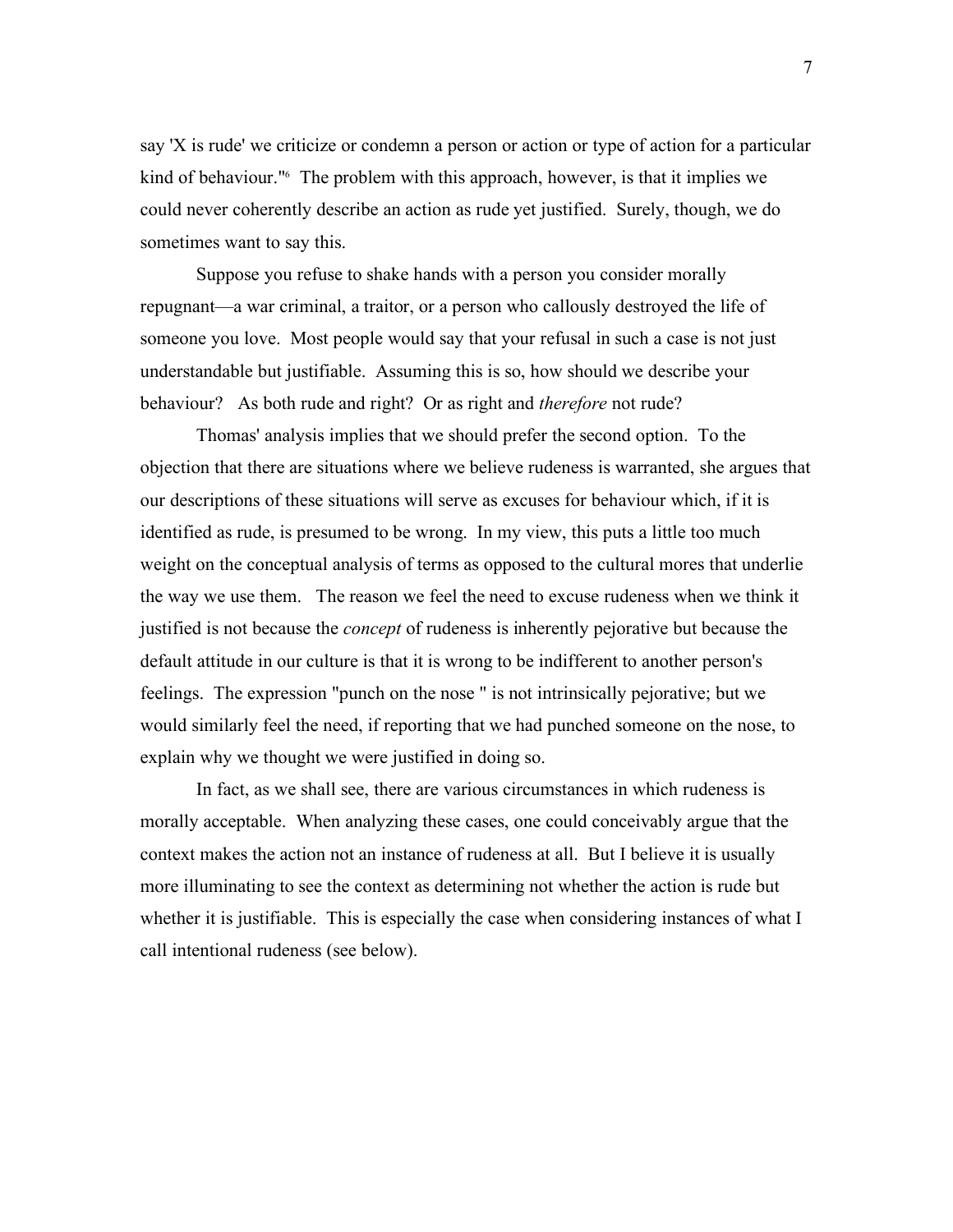say 'X is rude' we criticize or condemn a person or action or type of action for a particular kind of behaviour."[6] The problem with this approach, however, is that it implies we could never coherently describe an action as rude yet justified. Surely, though, we do sometimes want to say this.

Suppose you refuse to shake hands with a person you consider morally repugnant—a war criminal, a traitor, or a person who callously destroyed the life of someone you love. Most people would say that your refusal in such a case is not just understandable but justifiable. Assuming this is so, how should we describe your behaviour? As both rude and right? Or as right and *therefore* not rude?

Thomas' analysis implies that we should prefer the second option. To the objection that there are situations where we believe rudeness is warranted, she argues that our descriptions of these situations will serve as excuses for behaviour which, if it is identified as rude, is presumed to be wrong. In my view, this puts a little too much weight on the conceptual analysis of terms as opposed to the cultural mores that underlie the way we use them. The reason we feel the need to excuse rudeness when we think it justified is not because the *concept* of rudeness is inherently pejorative but because the default attitude in our culture is that it is wrong to be indifferent to another person's feelings. The expression "punch on the nose " is not intrinsically pejorative; but we would similarly feel the need, if reporting that we had punched someone on the nose, to explain why we thought we were justified in doing so.

In fact, as we shall see, there are various circumstances in which rudeness is morally acceptable. When analyzing these cases, one could conceivably argue that the context makes the action not an instance of rudeness at all. But I believe it is usually more illuminating to see the context as determining not whether the action is rude but whether it is justifiable. This is especially the case when considering instances of what I call intentional rudeness (see below).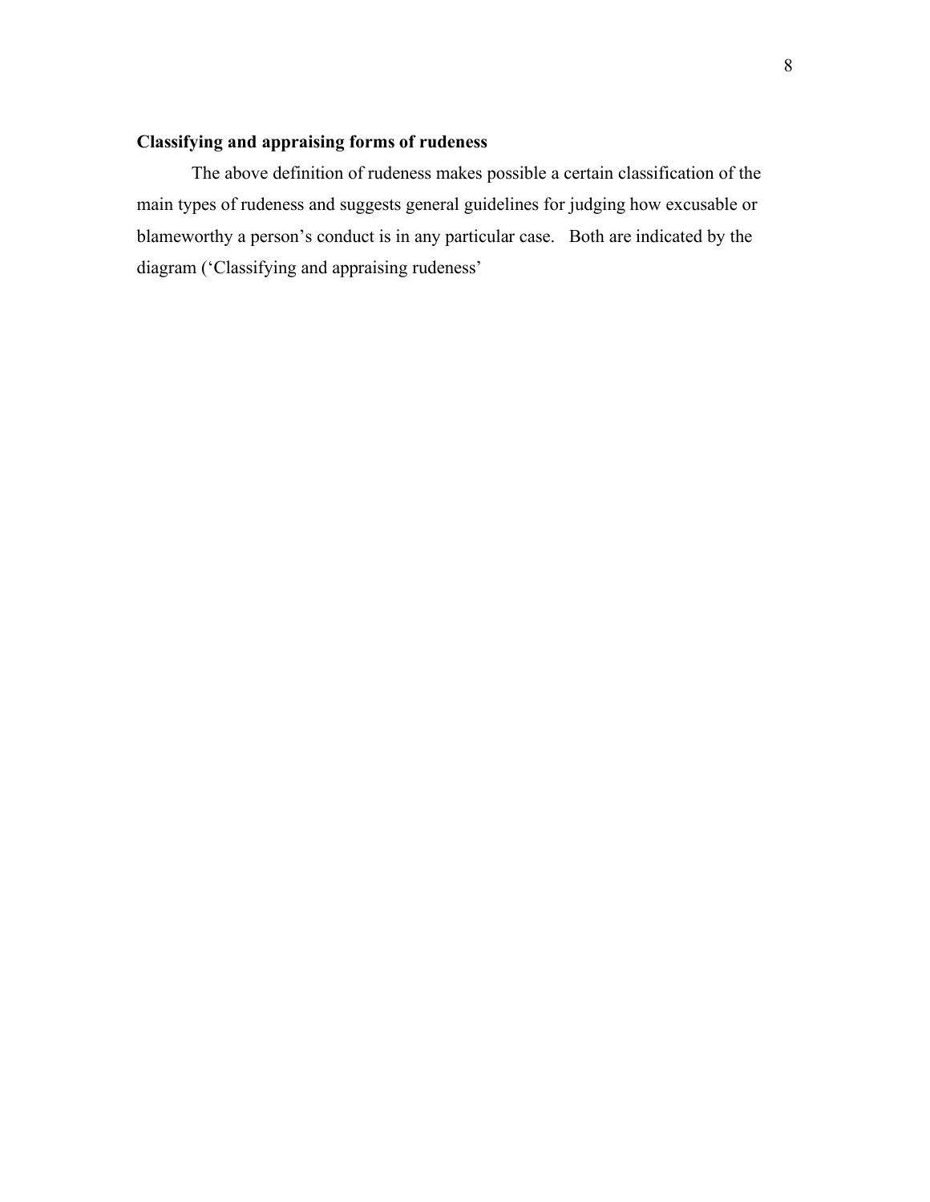**Classifying and appraising forms of rudeness**

The above definition of rudeness makes possible a certain classification of the main types of rudeness and suggests general guidelines for judging how excusable or blameworthy a person's conduct is in any particular case. Both are indicated by the diagram ('Classifying and appraising rudeness'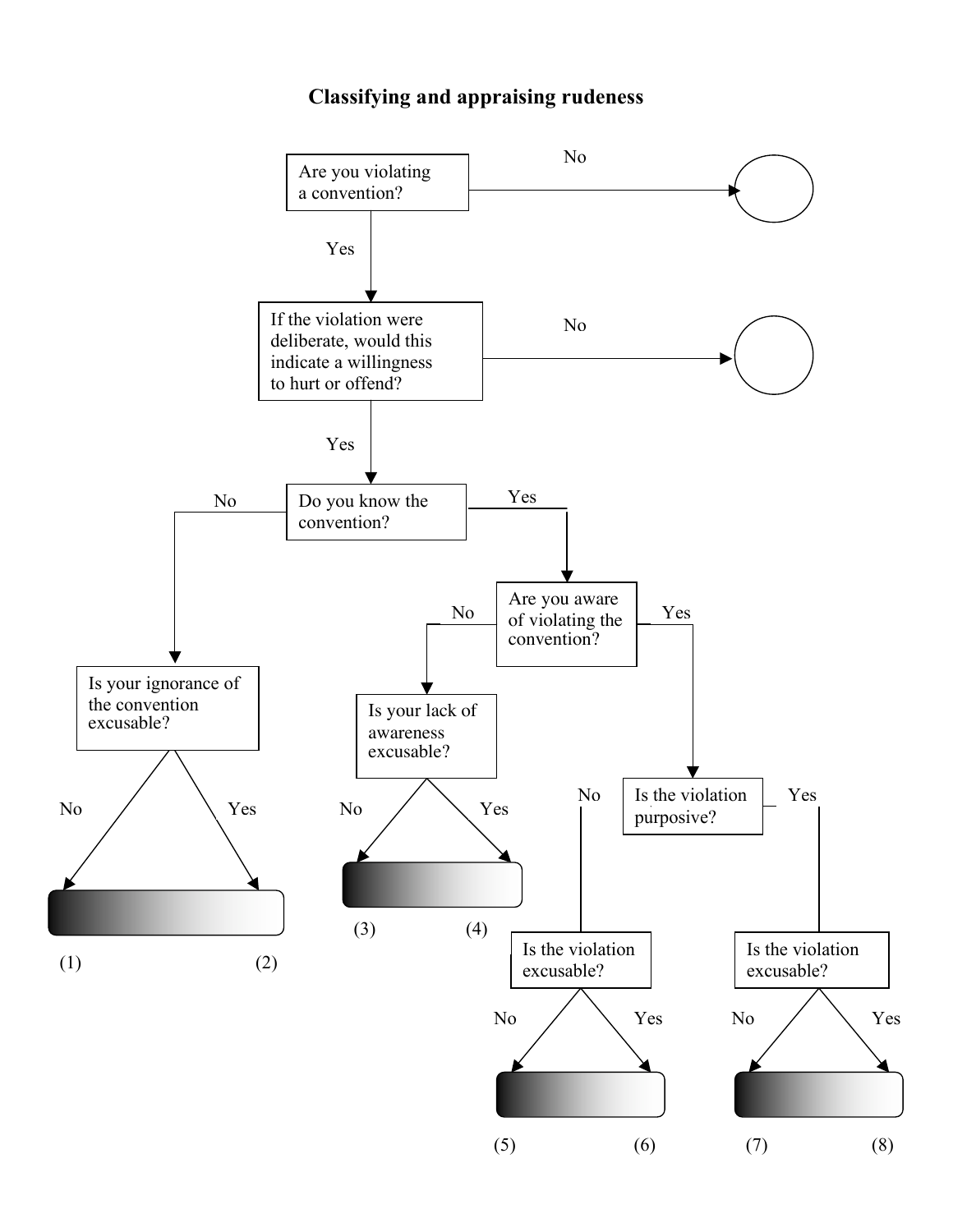# Classifying and appraising rudeness

Are you violating a convention?
- No → ○
- Yes → If the violation were deliberate, would this indicate a willingness to hurt or offend?
  - No → ○
  - Yes → Do you know the convention?
    - No → Is your ignorance of the convention excusable?
      - No → (1)
      - Yes → (2)
    - Yes → Are you aware of violating the convention?
      - No → Is your lack of awareness excusable?
        - No → (3)
        - Yes → (4)
      - Yes → Is the violation purposive?
        - No → Is the violation excusable?
          - No → (5)
          - Yes → (6)
        - Yes → Is the violation excusable?
          - No → (7)
          - Yes → (8)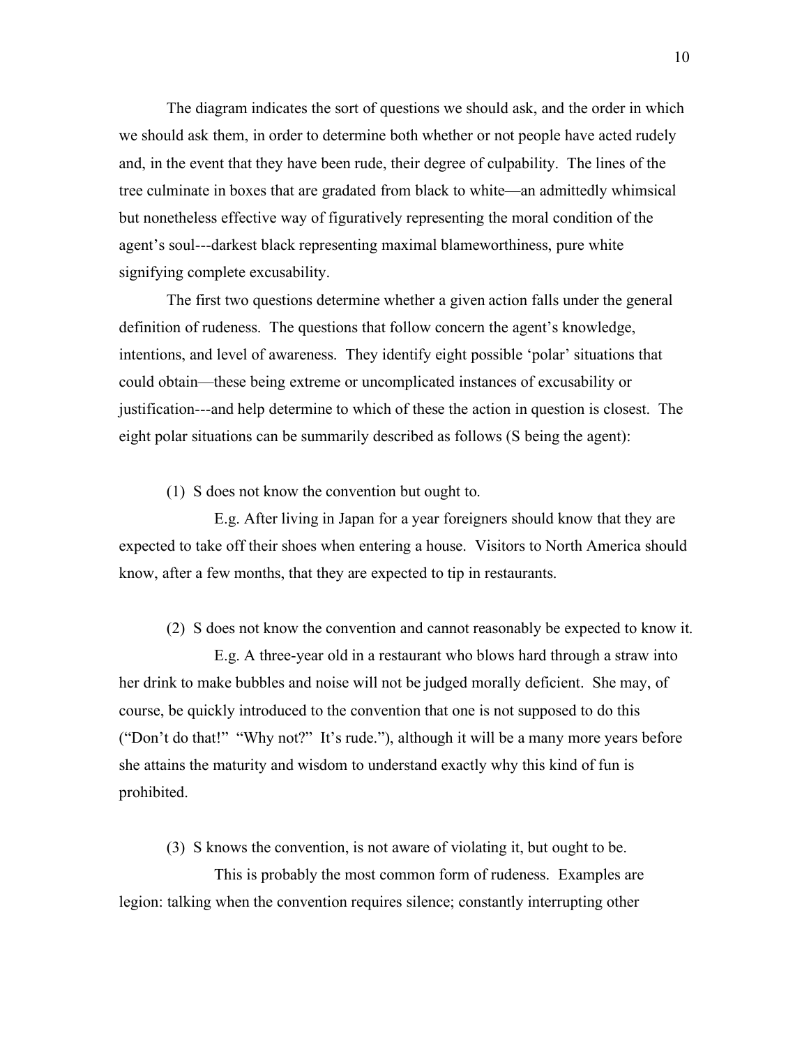The diagram indicates the sort of questions we should ask, and the order in which we should ask them, in order to determine both whether or not people have acted rudely and, in the event that they have been rude, their degree of culpability. The lines of the tree culminate in boxes that are gradated from black to white—an admittedly whimsical but nonetheless effective way of figuratively representing the moral condition of the agent's soul---darkest black representing maximal blameworthiness, pure white signifying complete excusability.

The first two questions determine whether a given action falls under the general definition of rudeness. The questions that follow concern the agent's knowledge, intentions, and level of awareness. They identify eight possible 'polar' situations that could obtain—these being extreme or uncomplicated instances of excusability or justification---and help determine to which of these the action in question is closest. The eight polar situations can be summarily described as follows (S being the agent):

(1) S does not know the convention but ought to.

E.g. After living in Japan for a year foreigners should know that they are expected to take off their shoes when entering a house. Visitors to North America should know, after a few months, that they are expected to tip in restaurants.

(2) S does not know the convention and cannot reasonably be expected to know it.

E.g. A three-year old in a restaurant who blows hard through a straw into her drink to make bubbles and noise will not be judged morally deficient. She may, of course, be quickly introduced to the convention that one is not supposed to do this ("Don't do that!" "Why not?" It's rude."), although it will be a many more years before she attains the maturity and wisdom to understand exactly why this kind of fun is prohibited.

(3) S knows the convention, is not aware of violating it, but ought to be.

This is probably the most common form of rudeness. Examples are legion: talking when the convention requires silence; constantly interrupting other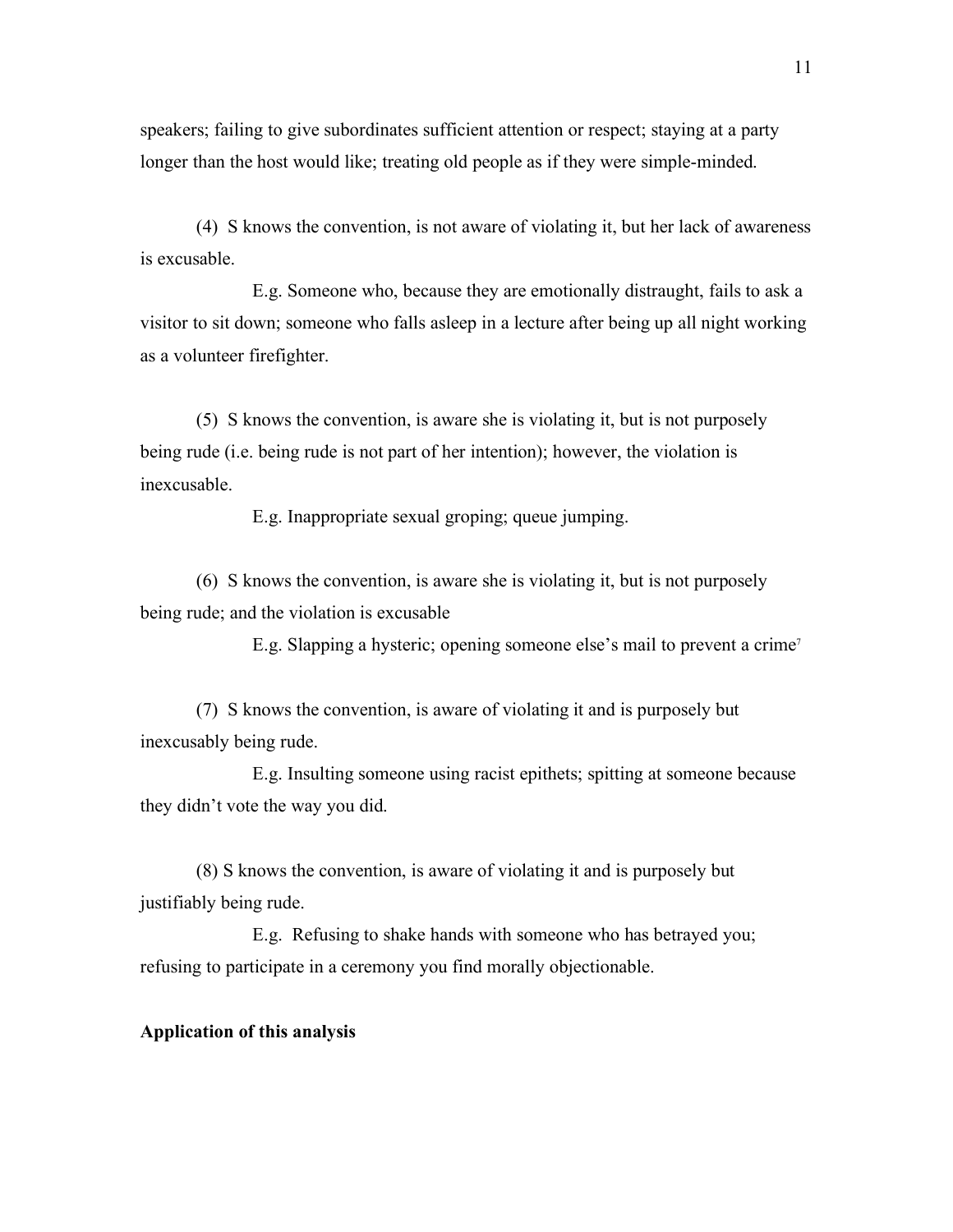speakers; failing to give subordinates sufficient attention or respect; staying at a party longer than the host would like; treating old people as if they were simple-minded.

(4) S knows the convention, is not aware of violating it, but her lack of awareness is excusable.

E.g. Someone who, because they are emotionally distraught, fails to ask a visitor to sit down; someone who falls asleep in a lecture after being up all night working as a volunteer firefighter.

(5) S knows the convention, is aware she is violating it, but is not purposely being rude (i.e. being rude is not part of her intention); however, the violation is inexcusable.

E.g. Inappropriate sexual groping; queue jumping.

(6) S knows the convention, is aware she is violating it, but is not purposely being rude; and the violation is excusable

E.g. Slapping a hysteric; opening someone else's mail to prevent a crime[7]

(7) S knows the convention, is aware of violating it and is purposely but inexcusably being rude.

E.g. Insulting someone using racist epithets; spitting at someone because they didn't vote the way you did.

(8) S knows the convention, is aware of violating it and is purposely but justifiably being rude.

E.g. Refusing to shake hands with someone who has betrayed you; refusing to participate in a ceremony you find morally objectionable.

**Application of this analysis**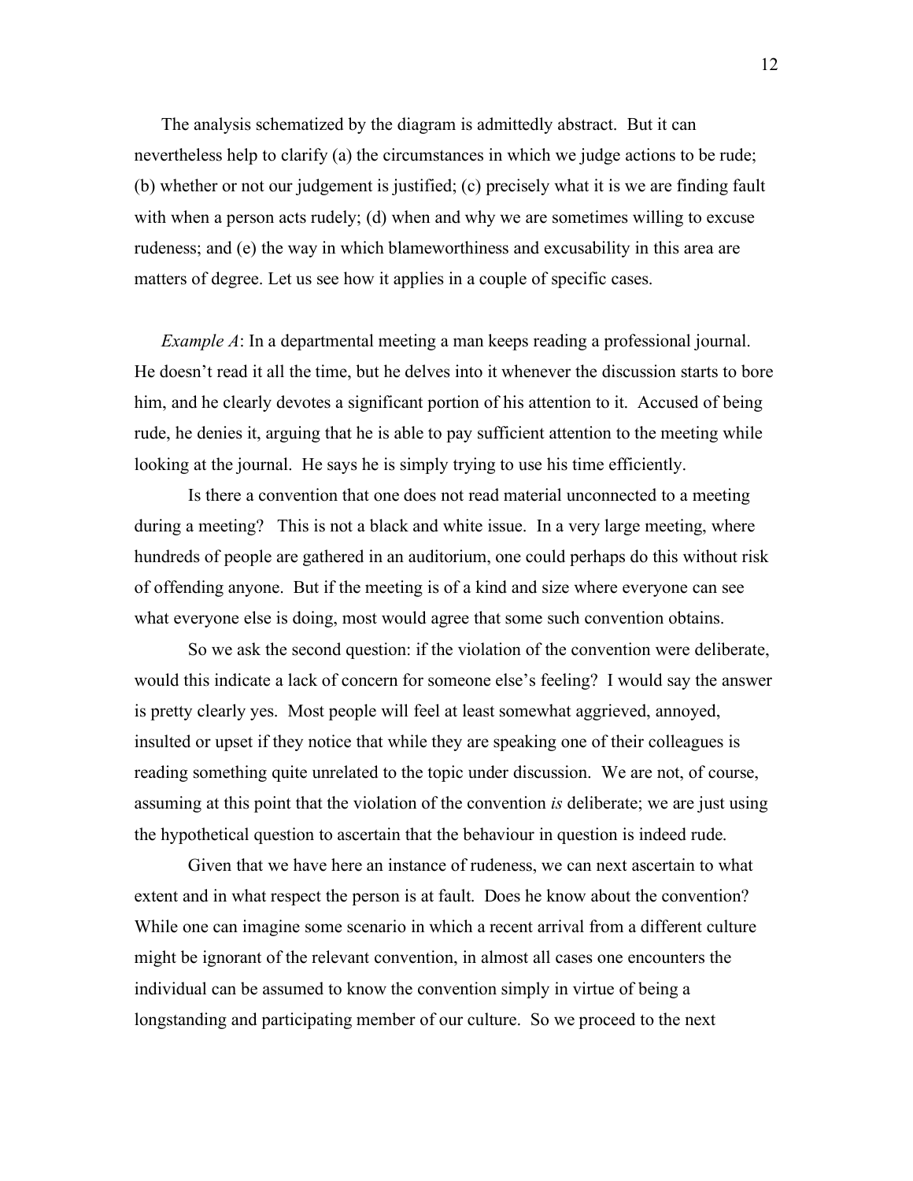The analysis schematized by the diagram is admittedly abstract. But it can nevertheless help to clarify (a) the circumstances in which we judge actions to be rude; (b) whether or not our judgement is justified; (c) precisely what it is we are finding fault with when a person acts rudely; (d) when and why we are sometimes willing to excuse rudeness; and (e) the way in which blameworthiness and excusability in this area are matters of degree. Let us see how it applies in a couple of specific cases.

*Example A*: In a departmental meeting a man keeps reading a professional journal. He doesn't read it all the time, but he delves into it whenever the discussion starts to bore him, and he clearly devotes a significant portion of his attention to it. Accused of being rude, he denies it, arguing that he is able to pay sufficient attention to the meeting while looking at the journal. He says he is simply trying to use his time efficiently.

Is there a convention that one does not read material unconnected to a meeting during a meeting? This is not a black and white issue. In a very large meeting, where hundreds of people are gathered in an auditorium, one could perhaps do this without risk of offending anyone. But if the meeting is of a kind and size where everyone can see what everyone else is doing, most would agree that some such convention obtains.

So we ask the second question: if the violation of the convention were deliberate, would this indicate a lack of concern for someone else's feeling? I would say the answer is pretty clearly yes. Most people will feel at least somewhat aggrieved, annoyed, insulted or upset if they notice that while they are speaking one of their colleagues is reading something quite unrelated to the topic under discussion. We are not, of course, assuming at this point that the violation of the convention *is* deliberate; we are just using the hypothetical question to ascertain that the behaviour in question is indeed rude.

Given that we have here an instance of rudeness, we can next ascertain to what extent and in what respect the person is at fault. Does he know about the convention? While one can imagine some scenario in which a recent arrival from a different culture might be ignorant of the relevant convention, in almost all cases one encounters the individual can be assumed to know the convention simply in virtue of being a longstanding and participating member of our culture. So we proceed to the next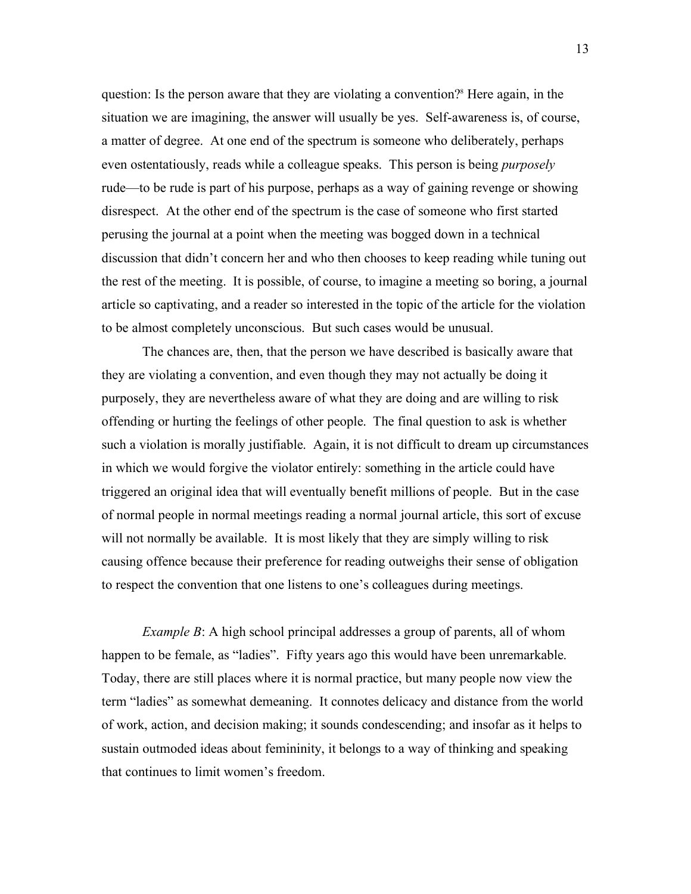question: Is the person aware that they are violating a convention?[8] Here again, in the situation we are imagining, the answer will usually be yes. Self-awareness is, of course, a matter of degree. At one end of the spectrum is someone who deliberately, perhaps even ostentatiously, reads while a colleague speaks. This person is being *purposely* rude—to be rude is part of his purpose, perhaps as a way of gaining revenge or showing disrespect. At the other end of the spectrum is the case of someone who first started perusing the journal at a point when the meeting was bogged down in a technical discussion that didn't concern her and who then chooses to keep reading while tuning out the rest of the meeting. It is possible, of course, to imagine a meeting so boring, a journal article so captivating, and a reader so interested in the topic of the article for the violation to be almost completely unconscious. But such cases would be unusual.

The chances are, then, that the person we have described is basically aware that they are violating a convention, and even though they may not actually be doing it purposely, they are nevertheless aware of what they are doing and are willing to risk offending or hurting the feelings of other people. The final question to ask is whether such a violation is morally justifiable. Again, it is not difficult to dream up circumstances in which we would forgive the violator entirely: something in the article could have triggered an original idea that will eventually benefit millions of people. But in the case of normal people in normal meetings reading a normal journal article, this sort of excuse will not normally be available. It is most likely that they are simply willing to risk causing offence because their preference for reading outweighs their sense of obligation to respect the convention that one listens to one's colleagues during meetings.

*Example B*: A high school principal addresses a group of parents, all of whom happen to be female, as "ladies". Fifty years ago this would have been unremarkable. Today, there are still places where it is normal practice, but many people now view the term "ladies" as somewhat demeaning. It connotes delicacy and distance from the world of work, action, and decision making; it sounds condescending; and insofar as it helps to sustain outmoded ideas about femininity, it belongs to a way of thinking and speaking that continues to limit women's freedom.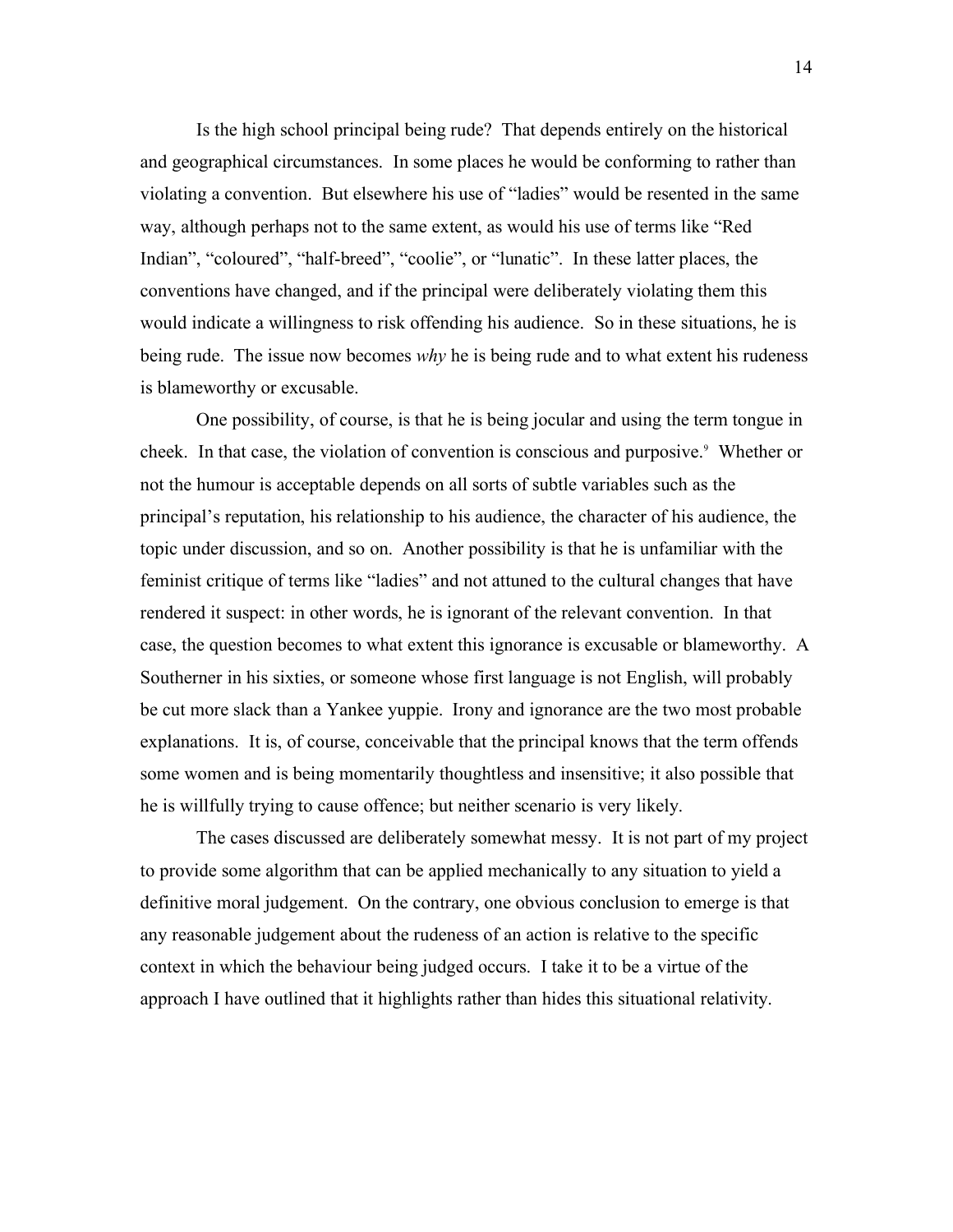Is the high school principal being rude? That depends entirely on the historical and geographical circumstances. In some places he would be conforming to rather than violating a convention. But elsewhere his use of "ladies" would be resented in the same way, although perhaps not to the same extent, as would his use of terms like "Red Indian", "coloured", "half-breed", "coolie", or "lunatic". In these latter places, the conventions have changed, and if the principal were deliberately violating them this would indicate a willingness to risk offending his audience. So in these situations, he is being rude. The issue now becomes *why* he is being rude and to what extent his rudeness is blameworthy or excusable.

One possibility, of course, is that he is being jocular and using the term tongue in cheek. In that case, the violation of convention is conscious and purposive.[9] Whether or not the humour is acceptable depends on all sorts of subtle variables such as the principal's reputation, his relationship to his audience, the character of his audience, the topic under discussion, and so on. Another possibility is that he is unfamiliar with the feminist critique of terms like "ladies" and not attuned to the cultural changes that have rendered it suspect: in other words, he is ignorant of the relevant convention. In that case, the question becomes to what extent this ignorance is excusable or blameworthy. A Southerner in his sixties, or someone whose first language is not English, will probably be cut more slack than a Yankee yuppie. Irony and ignorance are the two most probable explanations. It is, of course, conceivable that the principal knows that the term offends some women and is being momentarily thoughtless and insensitive; it also possible that he is willfully trying to cause offence; but neither scenario is very likely.

The cases discussed are deliberately somewhat messy. It is not part of my project to provide some algorithm that can be applied mechanically to any situation to yield a definitive moral judgement. On the contrary, one obvious conclusion to emerge is that any reasonable judgement about the rudeness of an action is relative to the specific context in which the behaviour being judged occurs. I take it to be a virtue of the approach I have outlined that it highlights rather than hides this situational relativity.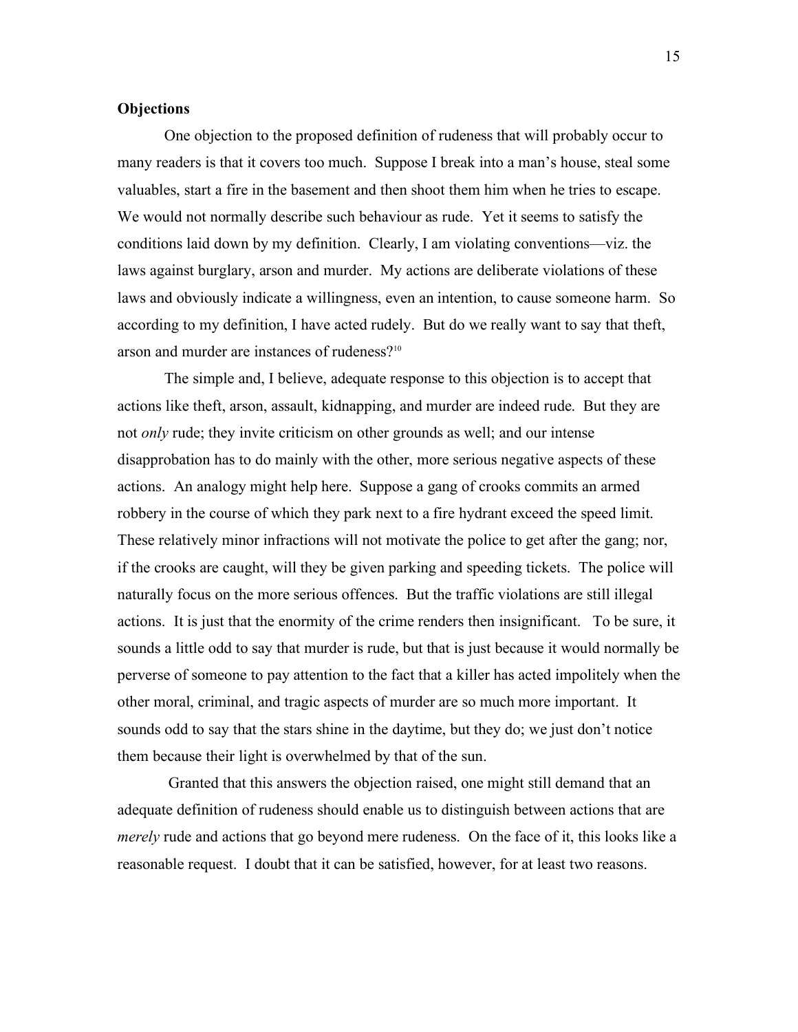**Objections**

One objection to the proposed definition of rudeness that will probably occur to many readers is that it covers too much. Suppose I break into a man's house, steal some valuables, start a fire in the basement and then shoot them him when he tries to escape. We would not normally describe such behaviour as rude. Yet it seems to satisfy the conditions laid down by my definition. Clearly, I am violating conventions—viz. the laws against burglary, arson and murder. My actions are deliberate violations of these laws and obviously indicate a willingness, even an intention, to cause someone harm. So according to my definition, I have acted rudely. But do we really want to say that theft, arson and murder are instances of rudeness?[10]

The simple and, I believe, adequate response to this objection is to accept that actions like theft, arson, assault, kidnapping, and murder are indeed rude. But they are not *only* rude; they invite criticism on other grounds as well; and our intense disapprobation has to do mainly with the other, more serious negative aspects of these actions. An analogy might help here. Suppose a gang of crooks commits an armed robbery in the course of which they park next to a fire hydrant exceed the speed limit. These relatively minor infractions will not motivate the police to get after the gang; nor, if the crooks are caught, will they be given parking and speeding tickets. The police will naturally focus on the more serious offences. But the traffic violations are still illegal actions. It is just that the enormity of the crime renders then insignificant. To be sure, it sounds a little odd to say that murder is rude, but that is just because it would normally be perverse of someone to pay attention to the fact that a killer has acted impolitely when the other moral, criminal, and tragic aspects of murder are so much more important. It sounds odd to say that the stars shine in the daytime, but they do; we just don't notice them because their light is overwhelmed by that of the sun.

Granted that this answers the objection raised, one might still demand that an adequate definition of rudeness should enable us to distinguish between actions that are *merely* rude and actions that go beyond mere rudeness. On the face of it, this looks like a reasonable request. I doubt that it can be satisfied, however, for at least two reasons.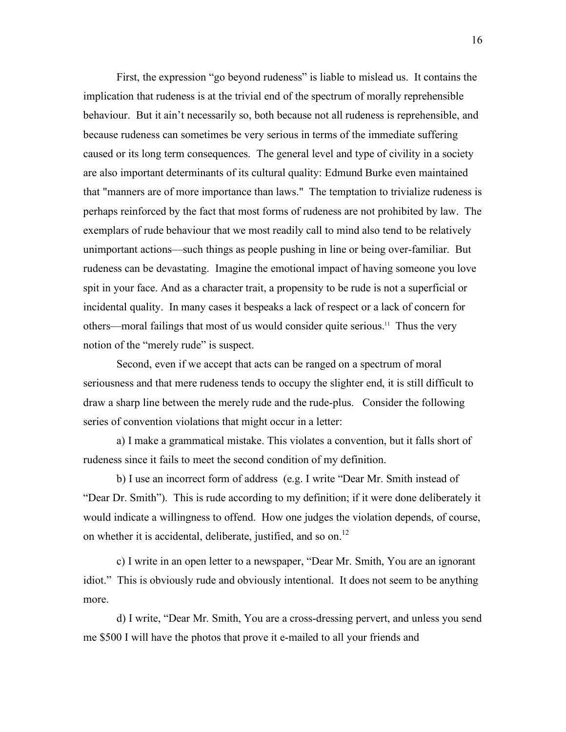First, the expression "go beyond rudeness" is liable to mislead us. It contains the implication that rudeness is at the trivial end of the spectrum of morally reprehensible behaviour. But it ain't necessarily so, both because not all rudeness is reprehensible, and because rudeness can sometimes be very serious in terms of the immediate suffering caused or its long term consequences. The general level and type of civility in a society are also important determinants of its cultural quality: Edmund Burke even maintained that "manners are of more importance than laws." The temptation to trivialize rudeness is perhaps reinforced by the fact that most forms of rudeness are not prohibited by law. The exemplars of rude behaviour that we most readily call to mind also tend to be relatively unimportant actions—such things as people pushing in line or being over-familiar. But rudeness can be devastating. Imagine the emotional impact of having someone you love spit in your face. And as a character trait, a propensity to be rude is not a superficial or incidental quality. In many cases it bespeaks a lack of respect or a lack of concern for others—moral failings that most of us would consider quite serious.[11] Thus the very notion of the "merely rude" is suspect.

Second, even if we accept that acts can be ranged on a spectrum of moral seriousness and that mere rudeness tends to occupy the slighter end, it is still difficult to draw a sharp line between the merely rude and the rude-plus. Consider the following series of convention violations that might occur in a letter:

a) I make a grammatical mistake. This violates a convention, but it falls short of rudeness since it fails to meet the second condition of my definition.

b) I use an incorrect form of address (e.g. I write "Dear Mr. Smith instead of "Dear Dr. Smith"). This is rude according to my definition; if it were done deliberately it would indicate a willingness to offend. How one judges the violation depends, of course, on whether it is accidental, deliberate, justified, and so on.[12]

c) I write in an open letter to a newspaper, "Dear Mr. Smith, You are an ignorant idiot." This is obviously rude and obviously intentional. It does not seem to be anything more.

d) I write, "Dear Mr. Smith, You are a cross-dressing pervert, and unless you send me $500 I will have the photos that prove it e-mailed to all your friends and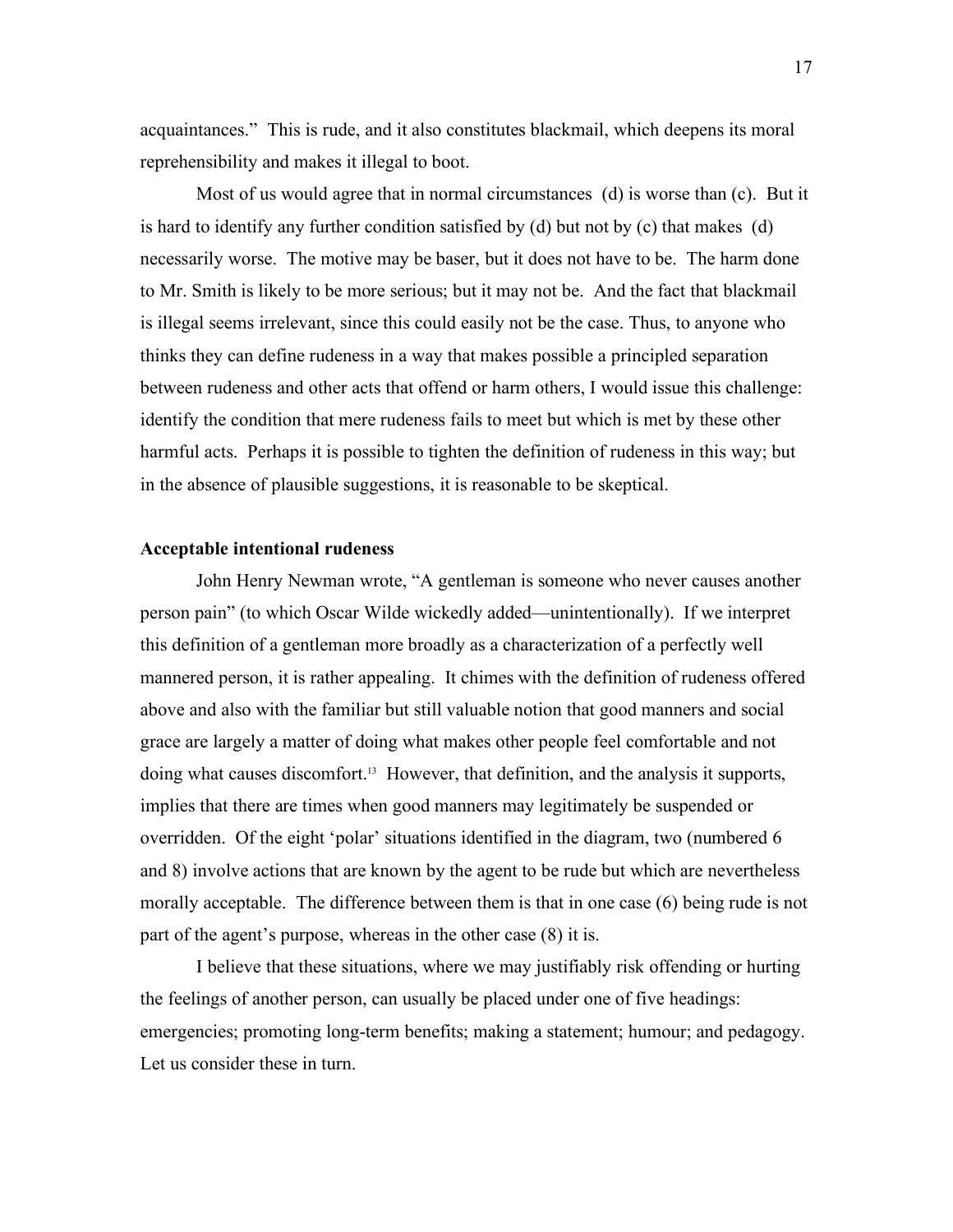acquaintances." This is rude, and it also constitutes blackmail, which deepens its moral reprehensibility and makes it illegal to boot.

Most of us would agree that in normal circumstances (d) is worse than (c). But it is hard to identify any further condition satisfied by (d) but not by (c) that makes (d) necessarily worse. The motive may be baser, but it does not have to be. The harm done to Mr. Smith is likely to be more serious; but it may not be. And the fact that blackmail is illegal seems irrelevant, since this could easily not be the case. Thus, to anyone who thinks they can define rudeness in a way that makes possible a principled separation between rudeness and other acts that offend or harm others, I would issue this challenge: identify the condition that mere rudeness fails to meet but which is met by these other harmful acts. Perhaps it is possible to tighten the definition of rudeness in this way; but in the absence of plausible suggestions, it is reasonable to be skeptical.

**Acceptable intentional rudeness**

John Henry Newman wrote, "A gentleman is someone who never causes another person pain" (to which Oscar Wilde wickedly added—unintentionally). If we interpret this definition of a gentleman more broadly as a characterization of a perfectly well mannered person, it is rather appealing. It chimes with the definition of rudeness offered above and also with the familiar but still valuable notion that good manners and social grace are largely a matter of doing what makes other people feel comfortable and not doing what causes discomfort.[13] However, that definition, and the analysis it supports, implies that there are times when good manners may legitimately be suspended or overridden. Of the eight 'polar' situations identified in the diagram, two (numbered 6 and 8) involve actions that are known by the agent to be rude but which are nevertheless morally acceptable. The difference between them is that in one case (6) being rude is not part of the agent's purpose, whereas in the other case (8) it is.

I believe that these situations, where we may justifiably risk offending or hurting the feelings of another person, can usually be placed under one of five headings: emergencies; promoting long-term benefits; making a statement; humour; and pedagogy. Let us consider these in turn.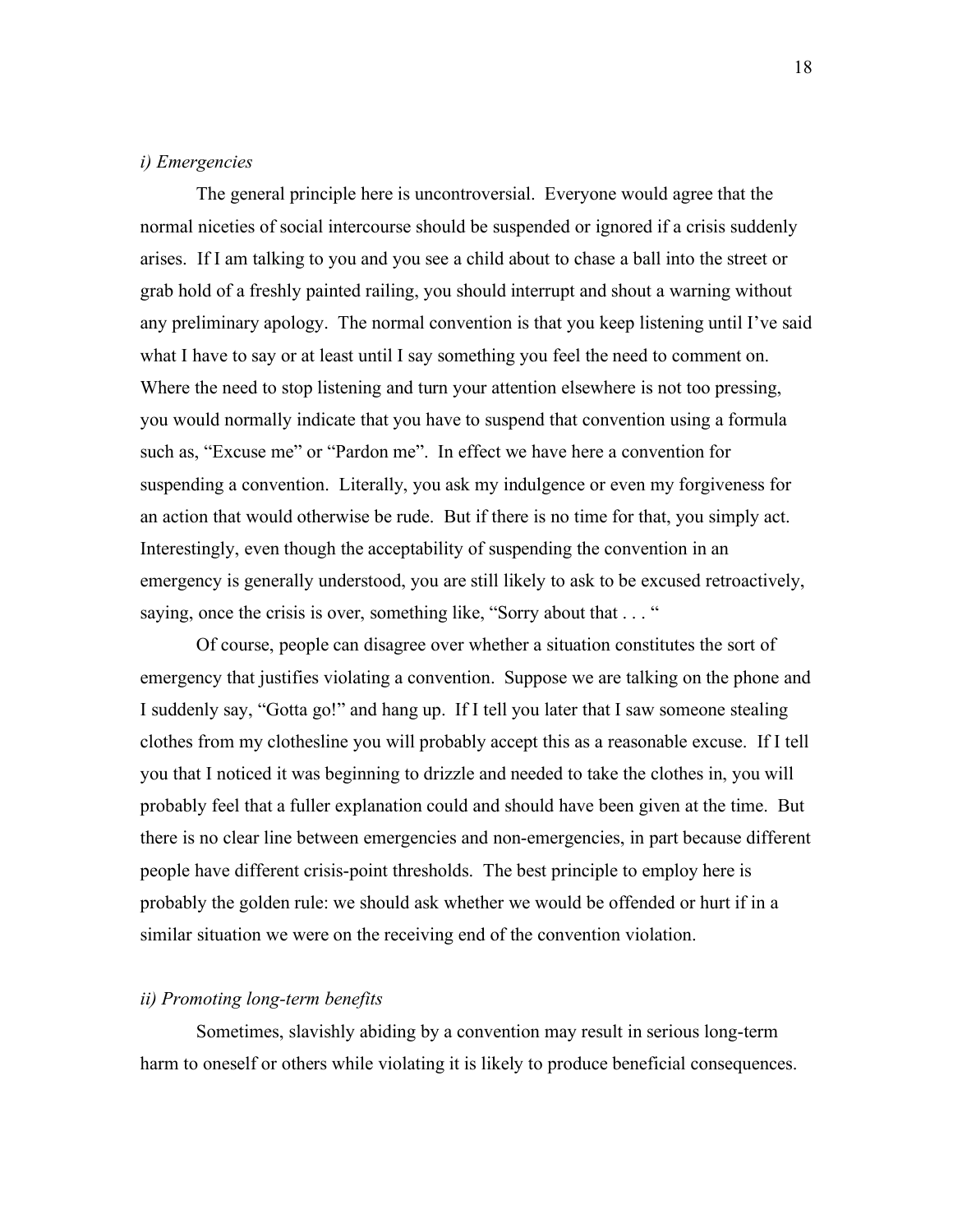*i) Emergencies*

The general principle here is uncontroversial. Everyone would agree that the normal niceties of social intercourse should be suspended or ignored if a crisis suddenly arises. If I am talking to you and you see a child about to chase a ball into the street or grab hold of a freshly painted railing, you should interrupt and shout a warning without any preliminary apology. The normal convention is that you keep listening until I've said what I have to say or at least until I say something you feel the need to comment on. Where the need to stop listening and turn your attention elsewhere is not too pressing, you would normally indicate that you have to suspend that convention using a formula such as, "Excuse me" or "Pardon me". In effect we have here a convention for suspending a convention. Literally, you ask my indulgence or even my forgiveness for an action that would otherwise be rude. But if there is no time for that, you simply act. Interestingly, even though the acceptability of suspending the convention in an emergency is generally understood, you are still likely to ask to be excused retroactively, saying, once the crisis is over, something like, "Sorry about that . . . "

Of course, people can disagree over whether a situation constitutes the sort of emergency that justifies violating a convention. Suppose we are talking on the phone and I suddenly say, "Gotta go!" and hang up. If I tell you later that I saw someone stealing clothes from my clothesline you will probably accept this as a reasonable excuse. If I tell you that I noticed it was beginning to drizzle and needed to take the clothes in, you will probably feel that a fuller explanation could and should have been given at the time. But there is no clear line between emergencies and non-emergencies, in part because different people have different crisis-point thresholds. The best principle to employ here is probably the golden rule: we should ask whether we would be offended or hurt if in a similar situation we were on the receiving end of the convention violation.

*ii) Promoting long-term benefits*

Sometimes, slavishly abiding by a convention may result in serious long-term harm to oneself or others while violating it is likely to produce beneficial consequences.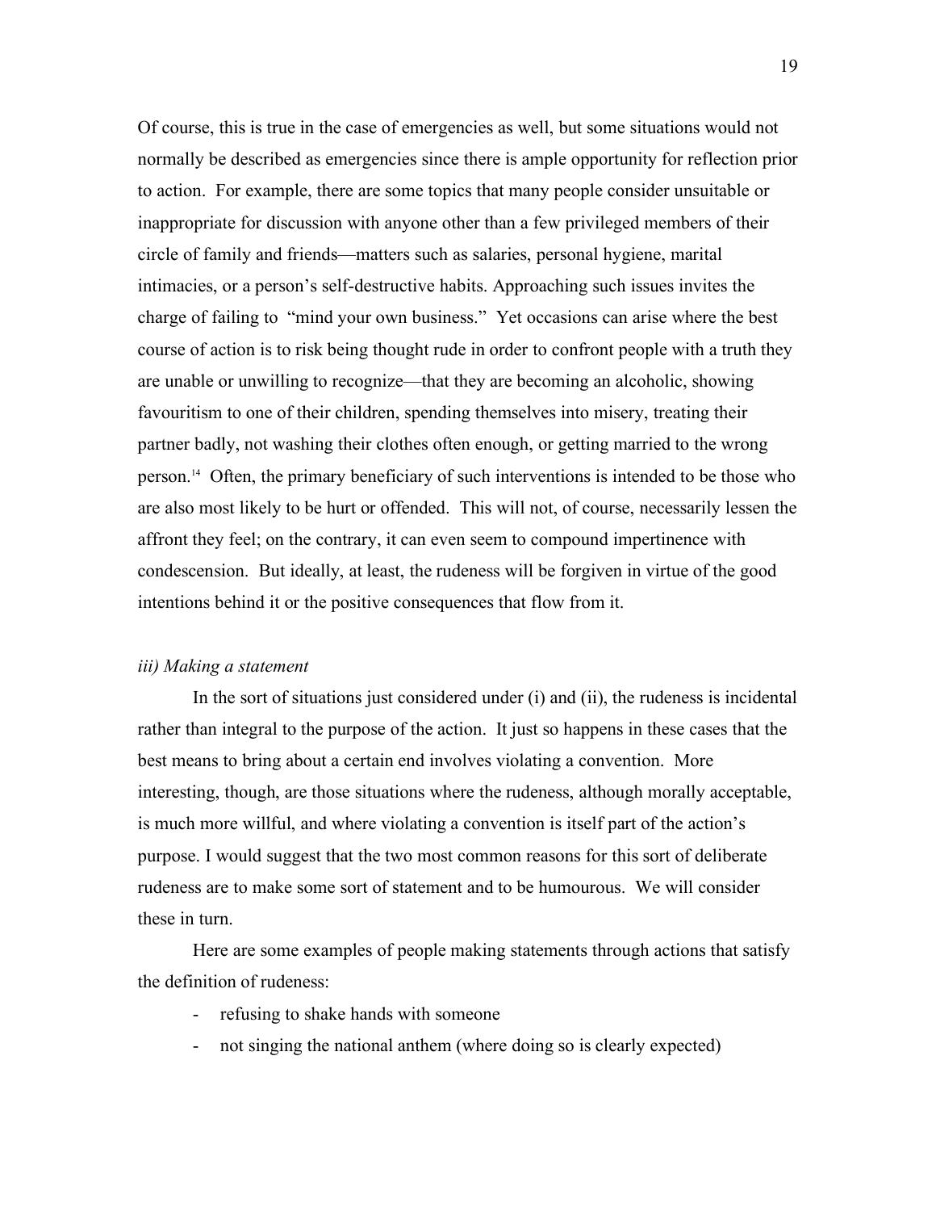Of course, this is true in the case of emergencies as well, but some situations would not normally be described as emergencies since there is ample opportunity for reflection prior to action. For example, there are some topics that many people consider unsuitable or inappropriate for discussion with anyone other than a few privileged members of their circle of family and friends—matters such as salaries, personal hygiene, marital intimacies, or a person's self-destructive habits. Approaching such issues invites the charge of failing to "mind your own business." Yet occasions can arise where the best course of action is to risk being thought rude in order to confront people with a truth they are unable or unwilling to recognize—that they are becoming an alcoholic, showing favouritism to one of their children, spending themselves into misery, treating their partner badly, not washing their clothes often enough, or getting married to the wrong person.[14] Often, the primary beneficiary of such interventions is intended to be those who are also most likely to be hurt or offended. This will not, of course, necessarily lessen the affront they feel; on the contrary, it can even seem to compound impertinence with condescension. But ideally, at least, the rudeness will be forgiven in virtue of the good intentions behind it or the positive consequences that flow from it.

*iii) Making a statement*

In the sort of situations just considered under (i) and (ii), the rudeness is incidental rather than integral to the purpose of the action. It just so happens in these cases that the best means to bring about a certain end involves violating a convention. More interesting, though, are those situations where the rudeness, although morally acceptable, is much more willful, and where violating a convention is itself part of the action's purpose. I would suggest that the two most common reasons for this sort of deliberate rudeness are to make some sort of statement and to be humourous. We will consider these in turn.

Here are some examples of people making statements through actions that satisfy the definition of rudeness:

- refusing to shake hands with someone
- not singing the national anthem (where doing so is clearly expected)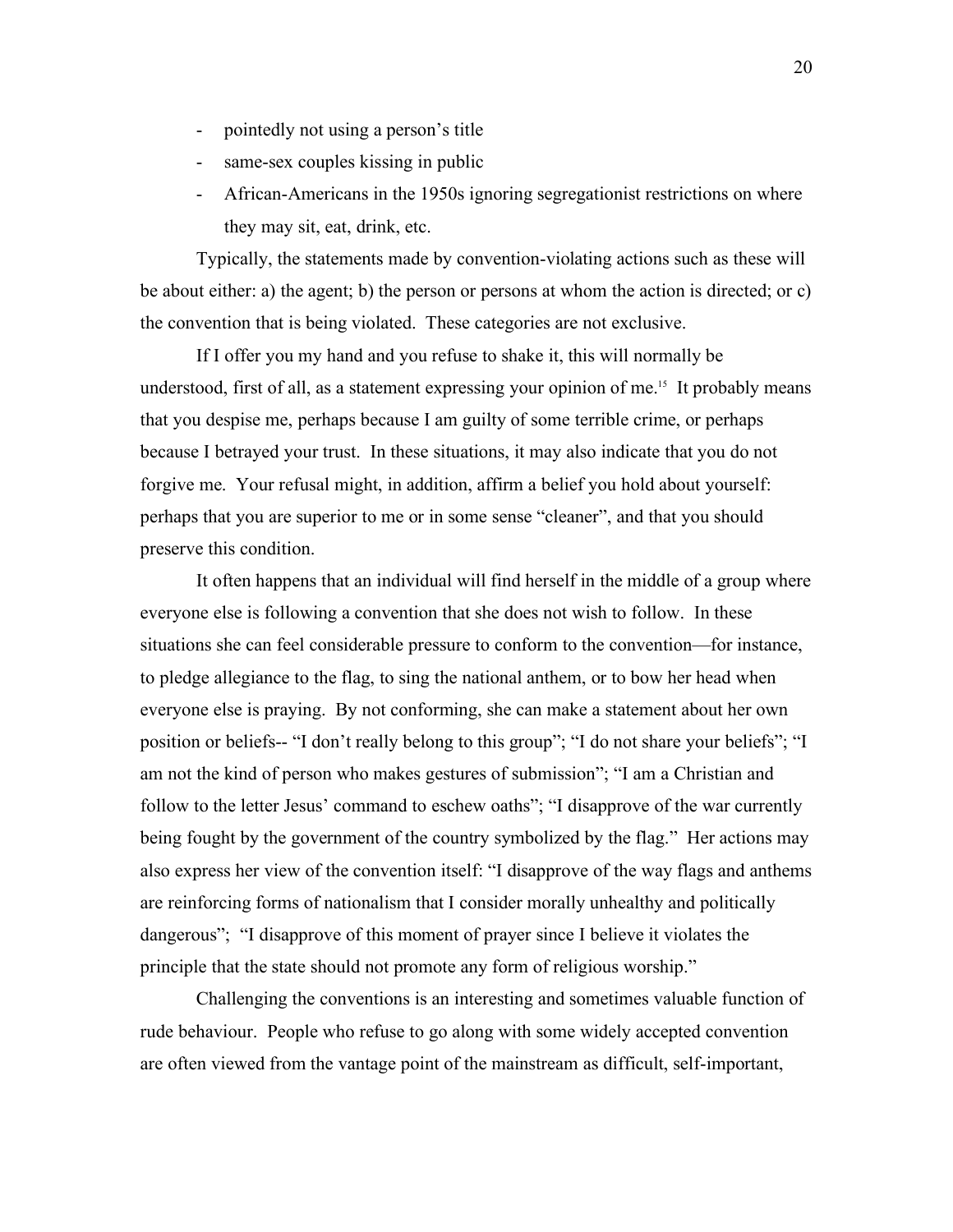- pointedly not using a person's title
- same-sex couples kissing in public
- African-Americans in the 1950s ignoring segregationist restrictions on where they may sit, eat, drink, etc.

Typically, the statements made by convention-violating actions such as these will be about either: a) the agent; b) the person or persons at whom the action is directed; or c) the convention that is being violated. These categories are not exclusive.

If I offer you my hand and you refuse to shake it, this will normally be understood, first of all, as a statement expressing your opinion of me.[15] It probably means that you despise me, perhaps because I am guilty of some terrible crime, or perhaps because I betrayed your trust. In these situations, it may also indicate that you do not forgive me. Your refusal might, in addition, affirm a belief you hold about yourself: perhaps that you are superior to me or in some sense "cleaner", and that you should preserve this condition.

It often happens that an individual will find herself in the middle of a group where everyone else is following a convention that she does not wish to follow. In these situations she can feel considerable pressure to conform to the convention—for instance, to pledge allegiance to the flag, to sing the national anthem, or to bow her head when everyone else is praying. By not conforming, she can make a statement about her own position or beliefs-- "I don't really belong to this group"; "I do not share your beliefs"; "I am not the kind of person who makes gestures of submission"; "I am a Christian and follow to the letter Jesus' command to eschew oaths"; "I disapprove of the war currently being fought by the government of the country symbolized by the flag." Her actions may also express her view of the convention itself: "I disapprove of the way flags and anthems are reinforcing forms of nationalism that I consider morally unhealthy and politically dangerous"; "I disapprove of this moment of prayer since I believe it violates the principle that the state should not promote any form of religious worship."

Challenging the conventions is an interesting and sometimes valuable function of rude behaviour. People who refuse to go along with some widely accepted convention are often viewed from the vantage point of the mainstream as difficult, self-important,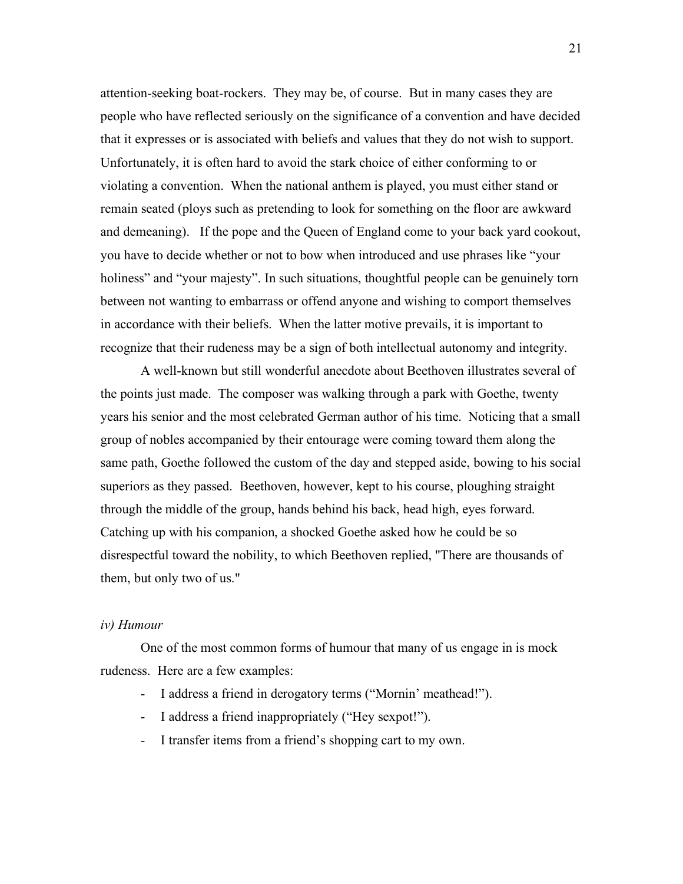attention-seeking boat-rockers. They may be, of course. But in many cases they are people who have reflected seriously on the significance of a convention and have decided that it expresses or is associated with beliefs and values that they do not wish to support. Unfortunately, it is often hard to avoid the stark choice of either conforming to or violating a convention. When the national anthem is played, you must either stand or remain seated (ploys such as pretending to look for something on the floor are awkward and demeaning). If the pope and the Queen of England come to your back yard cookout, you have to decide whether or not to bow when introduced and use phrases like "your holiness" and "your majesty". In such situations, thoughtful people can be genuinely torn between not wanting to embarrass or offend anyone and wishing to comport themselves in accordance with their beliefs. When the latter motive prevails, it is important to recognize that their rudeness may be a sign of both intellectual autonomy and integrity.

A well-known but still wonderful anecdote about Beethoven illustrates several of the points just made. The composer was walking through a park with Goethe, twenty years his senior and the most celebrated German author of his time. Noticing that a small group of nobles accompanied by their entourage were coming toward them along the same path, Goethe followed the custom of the day and stepped aside, bowing to his social superiors as they passed. Beethoven, however, kept to his course, ploughing straight through the middle of the group, hands behind his back, head high, eyes forward. Catching up with his companion, a shocked Goethe asked how he could be so disrespectful toward the nobility, to which Beethoven replied, "There are thousands of them, but only two of us."

*iv) Humour*

One of the most common forms of humour that many of us engage in is mock rudeness. Here are a few examples:

- I address a friend in derogatory terms ("Mornin' meathead!").
- I address a friend inappropriately ("Hey sexpot!").
- I transfer items from a friend's shopping cart to my own.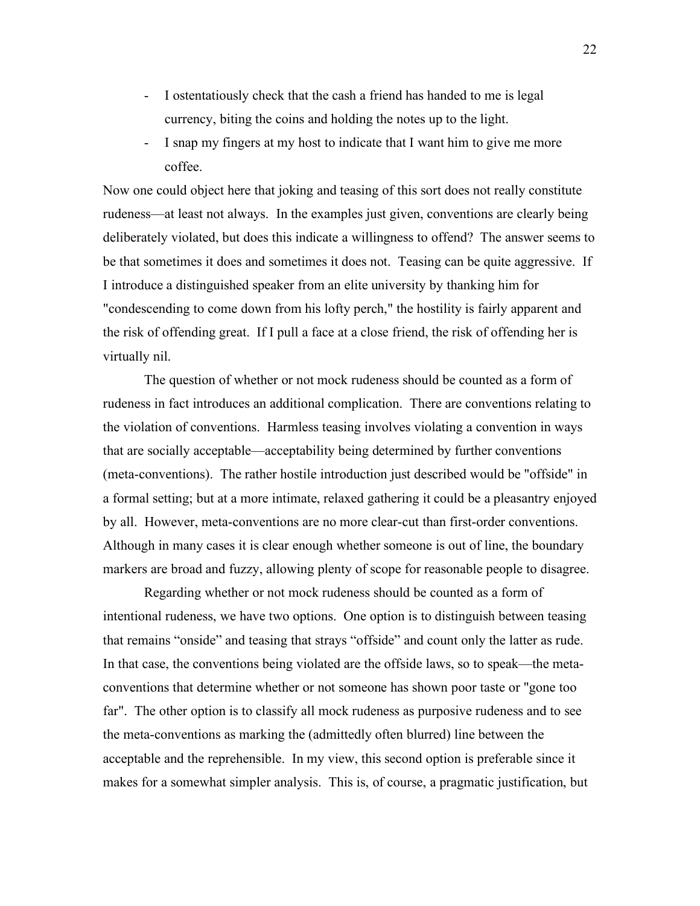- I ostentatiously check that the cash a friend has handed to me is legal currency, biting the coins and holding the notes up to the light.
- I snap my fingers at my host to indicate that I want him to give me more coffee.

Now one could object here that joking and teasing of this sort does not really constitute rudeness—at least not always. In the examples just given, conventions are clearly being deliberately violated, but does this indicate a willingness to offend? The answer seems to be that sometimes it does and sometimes it does not. Teasing can be quite aggressive. If I introduce a distinguished speaker from an elite university by thanking him for "condescending to come down from his lofty perch," the hostility is fairly apparent and the risk of offending great. If I pull a face at a close friend, the risk of offending her is virtually nil.

The question of whether or not mock rudeness should be counted as a form of rudeness in fact introduces an additional complication. There are conventions relating to the violation of conventions. Harmless teasing involves violating a convention in ways that are socially acceptable—acceptability being determined by further conventions (meta-conventions). The rather hostile introduction just described would be "offside" in a formal setting; but at a more intimate, relaxed gathering it could be a pleasantry enjoyed by all. However, meta-conventions are no more clear-cut than first-order conventions. Although in many cases it is clear enough whether someone is out of line, the boundary markers are broad and fuzzy, allowing plenty of scope for reasonable people to disagree.

Regarding whether or not mock rudeness should be counted as a form of intentional rudeness, we have two options. One option is to distinguish between teasing that remains "onside" and teasing that strays "offside" and count only the latter as rude. In that case, the conventions being violated are the offside laws, so to speak—the meta-conventions that determine whether or not someone has shown poor taste or "gone too far". The other option is to classify all mock rudeness as purposive rudeness and to see the meta-conventions as marking the (admittedly often blurred) line between the acceptable and the reprehensible. In my view, this second option is preferable since it makes for a somewhat simpler analysis. This is, of course, a pragmatic justification, but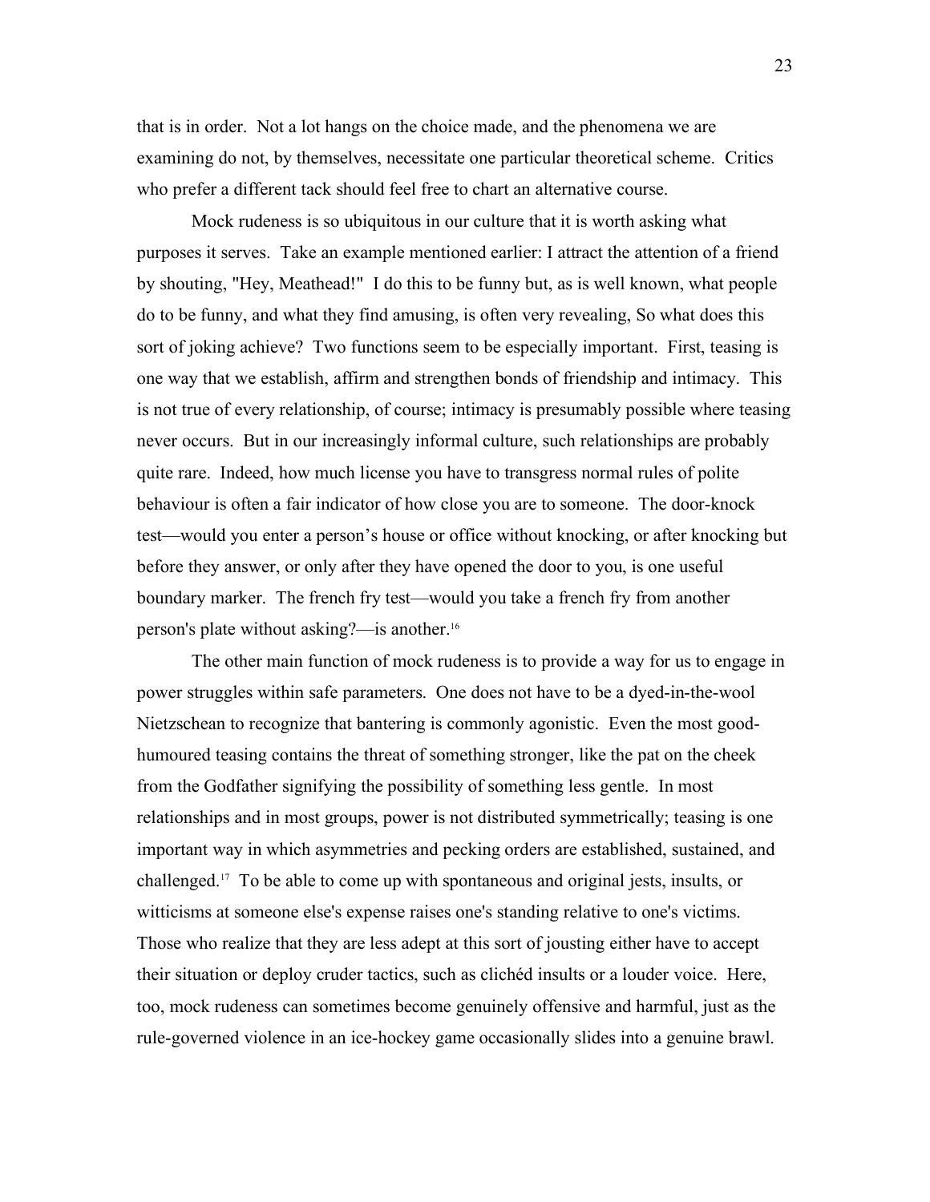that is in order. Not a lot hangs on the choice made, and the phenomena we are examining do not, by themselves, necessitate one particular theoretical scheme. Critics who prefer a different tack should feel free to chart an alternative course.

Mock rudeness is so ubiquitous in our culture that it is worth asking what purposes it serves. Take an example mentioned earlier: I attract the attention of a friend by shouting, "Hey, Meathead!" I do this to be funny but, as is well known, what people do to be funny, and what they find amusing, is often very revealing, So what does this sort of joking achieve? Two functions seem to be especially important. First, teasing is one way that we establish, affirm and strengthen bonds of friendship and intimacy. This is not true of every relationship, of course; intimacy is presumably possible where teasing never occurs. But in our increasingly informal culture, such relationships are probably quite rare. Indeed, how much license you have to transgress normal rules of polite behaviour is often a fair indicator of how close you are to someone. The door-knock test—would you enter a person's house or office without knocking, or after knocking but before they answer, or only after they have opened the door to you, is one useful boundary marker. The french fry test—would you take a french fry from another person's plate without asking?—is another.[16]

The other main function of mock rudeness is to provide a way for us to engage in power struggles within safe parameters. One does not have to be a dyed-in-the-wool Nietzschean to recognize that bantering is commonly agonistic. Even the most good-humoured teasing contains the threat of something stronger, like the pat on the cheek from the Godfather signifying the possibility of something less gentle. In most relationships and in most groups, power is not distributed symmetrically; teasing is one important way in which asymmetries and pecking orders are established, sustained, and challenged.[17] To be able to come up with spontaneous and original jests, insults, or witticisms at someone else's expense raises one's standing relative to one's victims. Those who realize that they are less adept at this sort of jousting either have to accept their situation or deploy cruder tactics, such as clichéd insults or a louder voice. Here, too, mock rudeness can sometimes become genuinely offensive and harmful, just as the rule-governed violence in an ice-hockey game occasionally slides into a genuine brawl.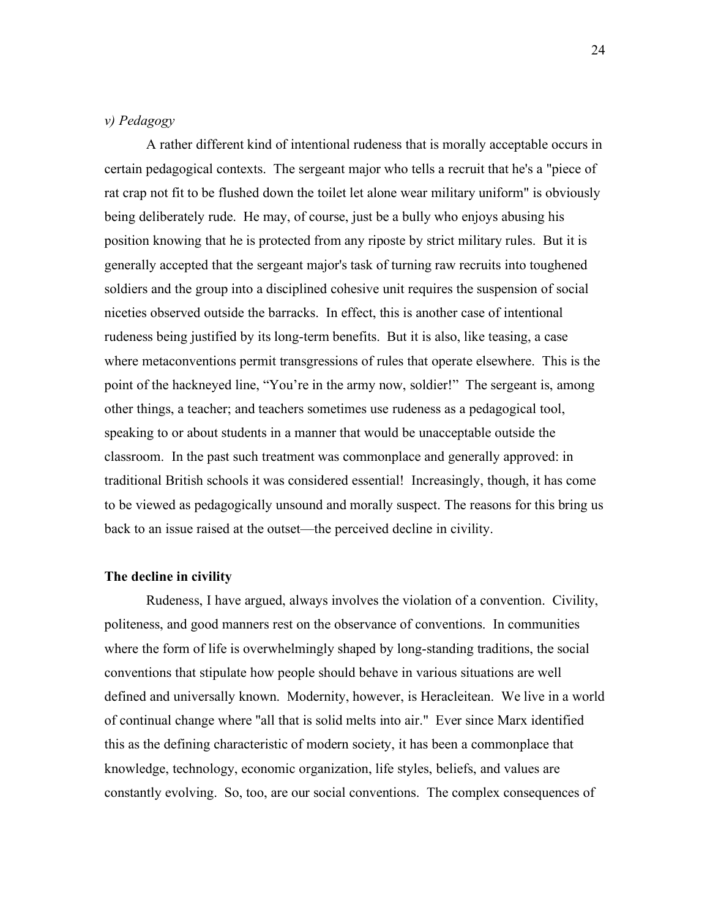*v) Pedagogy*

A rather different kind of intentional rudeness that is morally acceptable occurs in certain pedagogical contexts. The sergeant major who tells a recruit that he's a "piece of rat crap not fit to be flushed down the toilet let alone wear military uniform" is obviously being deliberately rude. He may, of course, just be a bully who enjoys abusing his position knowing that he is protected from any riposte by strict military rules. But it is generally accepted that the sergeant major's task of turning raw recruits into toughened soldiers and the group into a disciplined cohesive unit requires the suspension of social niceties observed outside the barracks. In effect, this is another case of intentional rudeness being justified by its long-term benefits. But it is also, like teasing, a case where metaconventions permit transgressions of rules that operate elsewhere. This is the point of the hackneyed line, "You're in the army now, soldier!" The sergeant is, among other things, a teacher; and teachers sometimes use rudeness as a pedagogical tool, speaking to or about students in a manner that would be unacceptable outside the classroom. In the past such treatment was commonplace and generally approved: in traditional British schools it was considered essential! Increasingly, though, it has come to be viewed as pedagogically unsound and morally suspect. The reasons for this bring us back to an issue raised at the outset—the perceived decline in civility.

**The decline in civility**

Rudeness, I have argued, always involves the violation of a convention. Civility, politeness, and good manners rest on the observance of conventions. In communities where the form of life is overwhelmingly shaped by long-standing traditions, the social conventions that stipulate how people should behave in various situations are well defined and universally known. Modernity, however, is Heracleitean. We live in a world of continual change where "all that is solid melts into air." Ever since Marx identified this as the defining characteristic of modern society, it has been a commonplace that knowledge, technology, economic organization, life styles, beliefs, and values are constantly evolving. So, too, are our social conventions. The complex consequences of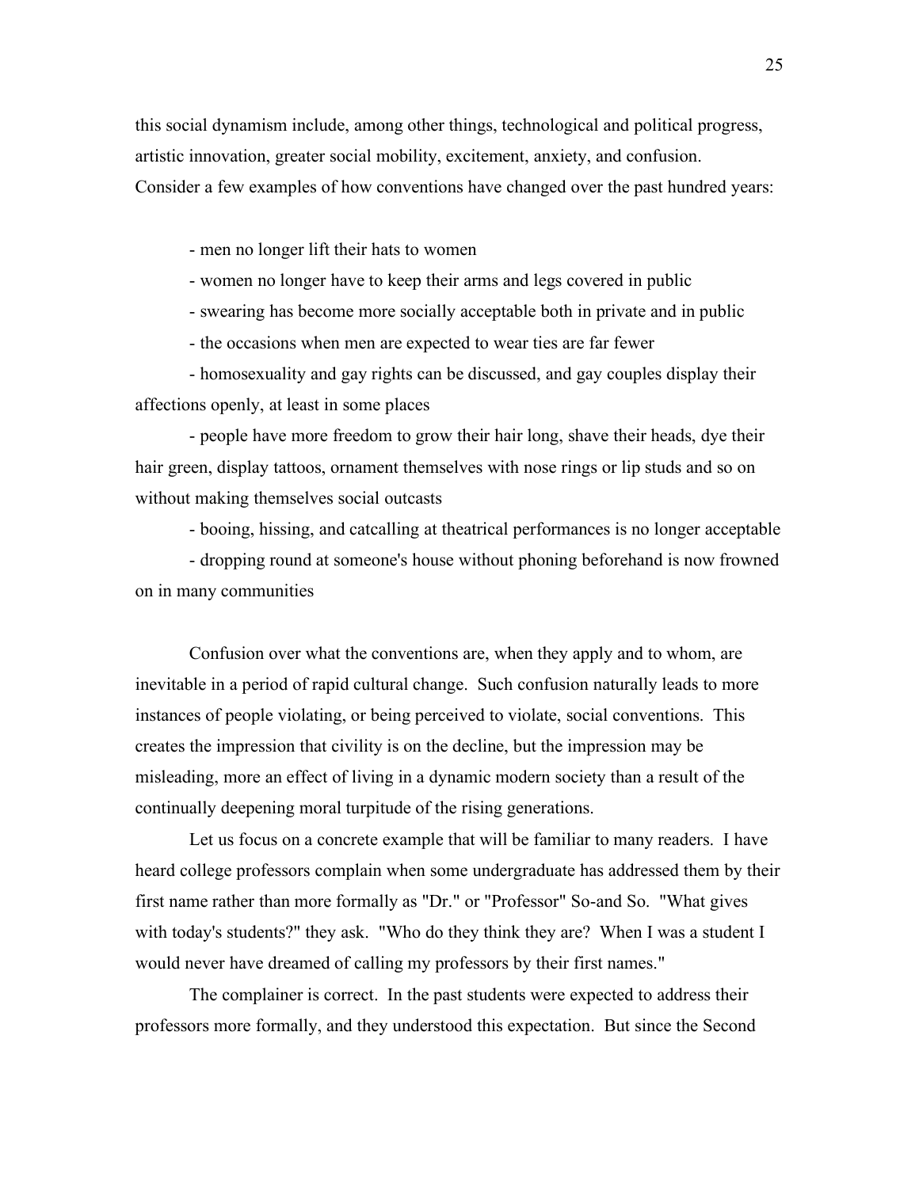this social dynamism include, among other things, technological and political progress, artistic innovation, greater social mobility, excitement, anxiety, and confusion. Consider a few examples of how conventions have changed over the past hundred years:

- men no longer lift their hats to women
- women no longer have to keep their arms and legs covered in public
- swearing has become more socially acceptable both in private and in public
- the occasions when men are expected to wear ties are far fewer
- homosexuality and gay rights can be discussed, and gay couples display their affections openly, at least in some places
- people have more freedom to grow their hair long, shave their heads, dye their hair green, display tattoos, ornament themselves with nose rings or lip studs and so on without making themselves social outcasts
- booing, hissing, and catcalling at theatrical performances is no longer acceptable
- dropping round at someone's house without phoning beforehand is now frowned on in many communities

Confusion over what the conventions are, when they apply and to whom, are inevitable in a period of rapid cultural change. Such confusion naturally leads to more instances of people violating, or being perceived to violate, social conventions. This creates the impression that civility is on the decline, but the impression may be misleading, more an effect of living in a dynamic modern society than a result of the continually deepening moral turpitude of the rising generations.

Let us focus on a concrete example that will be familiar to many readers. I have heard college professors complain when some undergraduate has addressed them by their first name rather than more formally as "Dr." or "Professor" So-and So. "What gives with today's students?" they ask. "Who do they think they are? When I was a student I would never have dreamed of calling my professors by their first names."

The complainer is correct. In the past students were expected to address their professors more formally, and they understood this expectation. But since the Second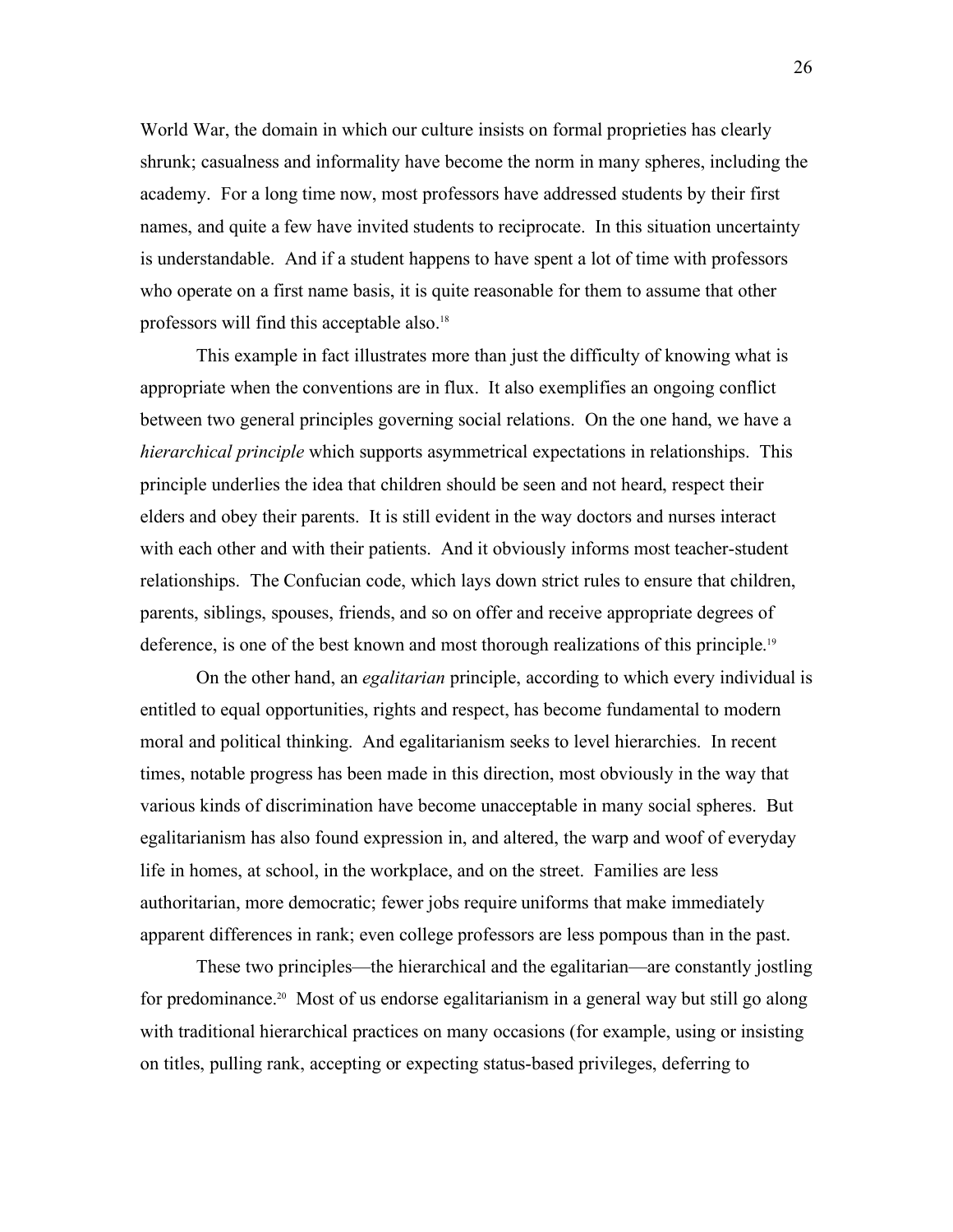World War, the domain in which our culture insists on formal proprieties has clearly shrunk; casualness and informality have become the norm in many spheres, including the academy. For a long time now, most professors have addressed students by their first names, and quite a few have invited students to reciprocate. In this situation uncertainty is understandable. And if a student happens to have spent a lot of time with professors who operate on a first name basis, it is quite reasonable for them to assume that other professors will find this acceptable also.[18]

This example in fact illustrates more than just the difficulty of knowing what is appropriate when the conventions are in flux. It also exemplifies an ongoing conflict between two general principles governing social relations. On the one hand, we have a *hierarchical principle* which supports asymmetrical expectations in relationships. This principle underlies the idea that children should be seen and not heard, respect their elders and obey their parents. It is still evident in the way doctors and nurses interact with each other and with their patients. And it obviously informs most teacher-student relationships. The Confucian code, which lays down strict rules to ensure that children, parents, siblings, spouses, friends, and so on offer and receive appropriate degrees of deference, is one of the best known and most thorough realizations of this principle.[19]

On the other hand, an *egalitarian* principle, according to which every individual is entitled to equal opportunities, rights and respect, has become fundamental to modern moral and political thinking. And egalitarianism seeks to level hierarchies. In recent times, notable progress has been made in this direction, most obviously in the way that various kinds of discrimination have become unacceptable in many social spheres. But egalitarianism has also found expression in, and altered, the warp and woof of everyday life in homes, at school, in the workplace, and on the street. Families are less authoritarian, more democratic; fewer jobs require uniforms that make immediately apparent differences in rank; even college professors are less pompous than in the past.

These two principles—the hierarchical and the egalitarian—are constantly jostling for predominance.[20] Most of us endorse egalitarianism in a general way but still go along with traditional hierarchical practices on many occasions (for example, using or insisting on titles, pulling rank, accepting or expecting status-based privileges, deferring to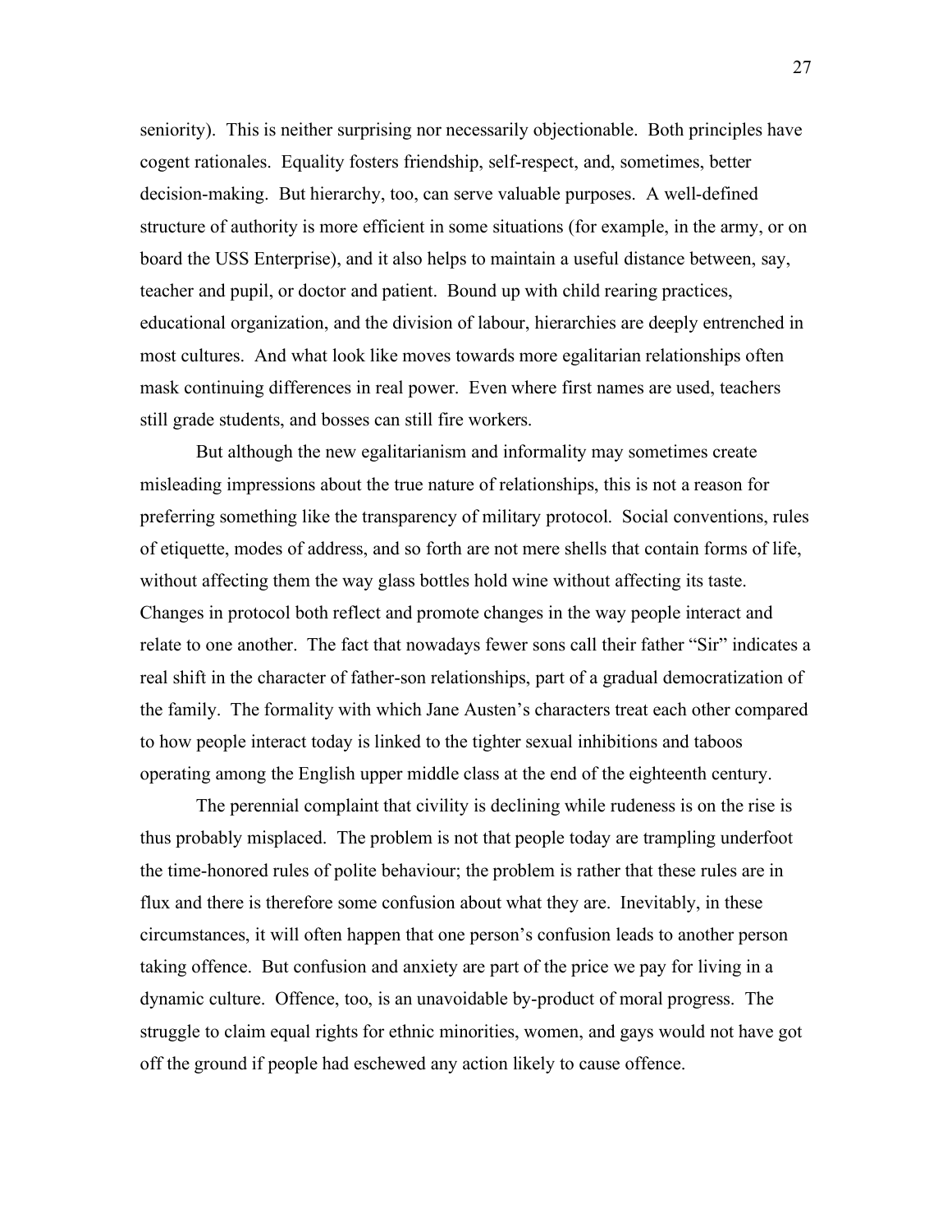seniority). This is neither surprising nor necessarily objectionable. Both principles have cogent rationales. Equality fosters friendship, self-respect, and, sometimes, better decision-making. But hierarchy, too, can serve valuable purposes. A well-defined structure of authority is more efficient in some situations (for example, in the army, or on board the USS Enterprise), and it also helps to maintain a useful distance between, say, teacher and pupil, or doctor and patient. Bound up with child rearing practices, educational organization, and the division of labour, hierarchies are deeply entrenched in most cultures. And what look like moves towards more egalitarian relationships often mask continuing differences in real power. Even where first names are used, teachers still grade students, and bosses can still fire workers.

But although the new egalitarianism and informality may sometimes create misleading impressions about the true nature of relationships, this is not a reason for preferring something like the transparency of military protocol. Social conventions, rules of etiquette, modes of address, and so forth are not mere shells that contain forms of life, without affecting them the way glass bottles hold wine without affecting its taste. Changes in protocol both reflect and promote changes in the way people interact and relate to one another. The fact that nowadays fewer sons call their father "Sir" indicates a real shift in the character of father-son relationships, part of a gradual democratization of the family. The formality with which Jane Austen's characters treat each other compared to how people interact today is linked to the tighter sexual inhibitions and taboos operating among the English upper middle class at the end of the eighteenth century.

The perennial complaint that civility is declining while rudeness is on the rise is thus probably misplaced. The problem is not that people today are trampling underfoot the time-honored rules of polite behaviour; the problem is rather that these rules are in flux and there is therefore some confusion about what they are. Inevitably, in these circumstances, it will often happen that one person's confusion leads to another person taking offence. But confusion and anxiety are part of the price we pay for living in a dynamic culture. Offence, too, is an unavoidable by-product of moral progress. The struggle to claim equal rights for ethnic minorities, women, and gays would not have got off the ground if people had eschewed any action likely to cause offence.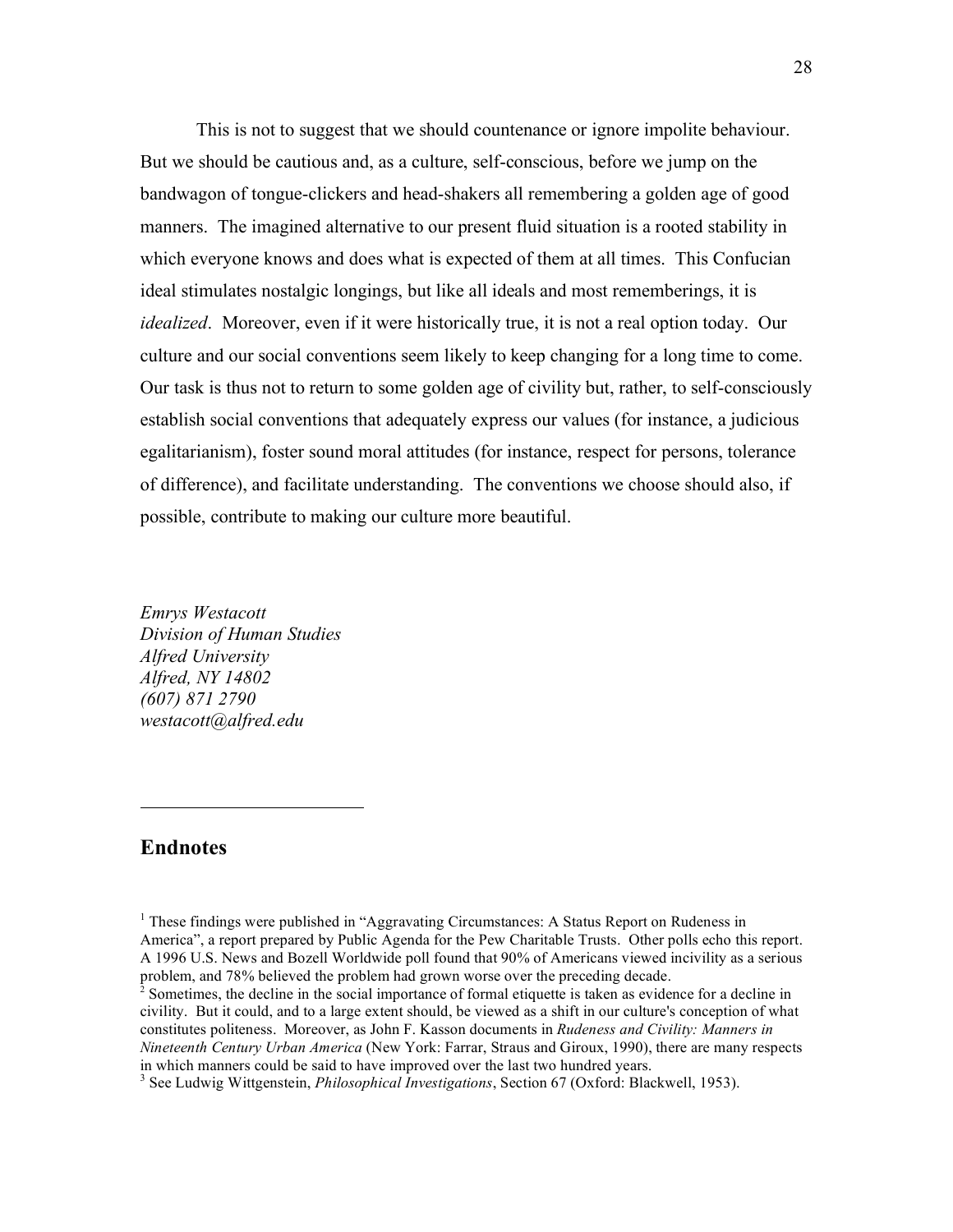This is not to suggest that we should countenance or ignore impolite behaviour. But we should be cautious and, as a culture, self-conscious, before we jump on the bandwagon of tongue-clickers and head-shakers all remembering a golden age of good manners. The imagined alternative to our present fluid situation is a rooted stability in which everyone knows and does what is expected of them at all times. This Confucian ideal stimulates nostalgic longings, but like all ideals and most rememberings, it is *idealized*. Moreover, even if it were historically true, it is not a real option today. Our culture and our social conventions seem likely to keep changing for a long time to come. Our task is thus not to return to some golden age of civility but, rather, to self-consciously establish social conventions that adequately express our values (for instance, a judicious egalitarianism), foster sound moral attitudes (for instance, respect for persons, tolerance of difference), and facilitate understanding. The conventions we choose should also, if possible, contribute to making our culture more beautiful.

*Emrys Westacott*
*Division of Human Studies*
*Alfred University*
*Alfred, NY 14802*
*(607) 871 2790*
*westacott@alfred.edu*

## Endnotes

[1] These findings were published in "Aggravating Circumstances: A Status Report on Rudeness in America", a report prepared by Public Agenda for the Pew Charitable Trusts. Other polls echo this report. A 1996 U.S. News and Bozell Worldwide poll found that 90% of Americans viewed incivility as a serious problem, and 78% believed the problem had grown worse over the preceding decade.

[2] Sometimes, the decline in the social importance of formal etiquette is taken as evidence for a decline in civility. But it could, and to a large extent should, be viewed as a shift in our culture's conception of what constitutes politeness. Moreover, as John F. Kasson documents in *Rudeness and Civility: Manners in Nineteenth Century Urban America* (New York: Farrar, Straus and Giroux, 1990), there are many respects in which manners could be said to have improved over the last two hundred years.

[3] See Ludwig Wittgenstein, *Philosophical Investigations*, Section 67 (Oxford: Blackwell, 1953).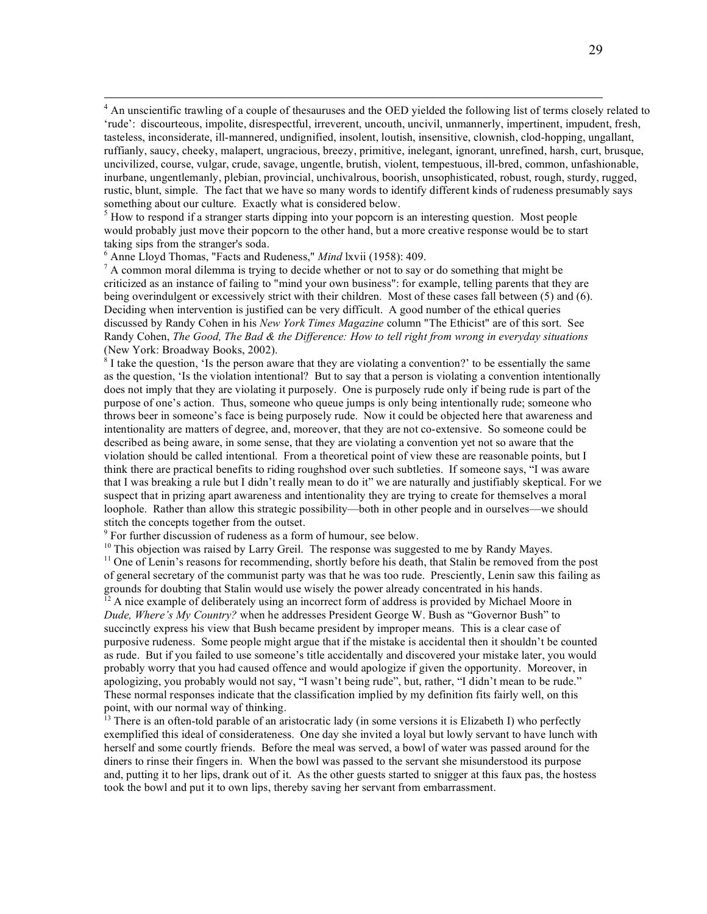[4] An unscientific trawling of a couple of thesauruses and the OED yielded the following list of terms closely related to 'rude': discourteous, impolite, disrespectful, irreverent, uncouth, uncivil, unmannerly, impertinent, impudent, fresh, tasteless, inconsiderate, ill-mannered, undignified, insolent, loutish, insensitive, clownish, clod-hopping, ungallant, ruffianly, saucy, cheeky, malapert, ungracious, breezy, primitive, inelegant, ignorant, unrefined, harsh, curt, brusque, uncivilized, course, vulgar, crude, savage, ungentle, brutish, violent, tempestuous, ill-bred, common, unfashionable, inurbane, ungentlemanly, plebian, provincial, unchivalrous, boorish, unsophisticated, robust, rough, sturdy, rugged, rustic, blunt, simple. The fact that we have so many words to identify different kinds of rudeness presumably says something about our culture. Exactly what is considered below.

[5] How to respond if a stranger starts dipping into your popcorn is an interesting question. Most people would probably just move their popcorn to the other hand, but a more creative response would be to start taking sips from the stranger's soda.

[6] Anne Lloyd Thomas, "Facts and Rudeness," *Mind* lxvii (1958): 409.

[7] A common moral dilemma is trying to decide whether or not to say or do something that might be criticized as an instance of failing to "mind your own business": for example, telling parents that they are being overindulgent or excessively strict with their children. Most of these cases fall between (5) and (6). Deciding when intervention is justified can be very difficult. A good number of the ethical queries discussed by Randy Cohen in his *New York Times Magazine* column "The Ethicist" are of this sort. See Randy Cohen, *The Good, The Bad & the Difference: How to tell right from wrong in everyday situations* (New York: Broadway Books, 2002).

[8] I take the question, 'Is the person aware that they are violating a convention?' to be essentially the same as the question, 'Is the violation intentional? But to say that a person is violating a convention intentionally does not imply that they are violating it purposely. One is purposely rude only if being rude is part of the purpose of one's action. Thus, someone who queue jumps is only being intentionally rude; someone who throws beer in someone's face is being purposely rude. Now it could be objected here that awareness and intentionality are matters of degree, and, moreover, that they are not co-extensive. So someone could be described as being aware, in some sense, that they are violating a convention yet not so aware that the violation should be called intentional. From a theoretical point of view these are reasonable points, but I think there are practical benefits to riding roughshod over such subtleties. If someone says, "I was aware that I was breaking a rule but I didn't really mean to do it" we are naturally and justifiably skeptical. For we suspect that in prizing apart awareness and intentionality they are trying to create for themselves a moral loophole. Rather than allow this strategic possibility—both in other people and in ourselves—we should stitch the concepts together from the outset.

[9] For further discussion of rudeness as a form of humour, see below.

[10] This objection was raised by Larry Greil. The response was suggested to me by Randy Mayes.

[11] One of Lenin's reasons for recommending, shortly before his death, that Stalin be removed from the post of general secretary of the communist party was that he was too rude. Presciently, Lenin saw this failing as grounds for doubting that Stalin would use wisely the power already concentrated in his hands.

[12] A nice example of deliberately using an incorrect form of address is provided by Michael Moore in *Dude, Where's My Country?* when he addresses President George W. Bush as "Governor Bush" to succinctly express his view that Bush became president by improper means. This is a clear case of purposive rudeness. Some people might argue that if the mistake is accidental then it shouldn't be counted as rude. But if you failed to use someone's title accidentally and discovered your mistake later, you would probably worry that you had caused offence and would apologize if given the opportunity. Moreover, in apologizing, you probably would not say, "I wasn't being rude", but, rather, "I didn't mean to be rude." These normal responses indicate that the classification implied by my definition fits fairly well, on this point, with our normal way of thinking.

[13] There is an often-told parable of an aristocratic lady (in some versions it is Elizabeth I) who perfectly exemplified this ideal of considerateness. One day she invited a loyal but lowly servant to have lunch with herself and some courtly friends. Before the meal was served, a bowl of water was passed around for the diners to rinse their fingers in. When the bowl was passed to the servant she misunderstood its purpose and, putting it to her lips, drank out of it. As the other guests started to snigger at this faux pas, the hostess took the bowl and put it to own lips, thereby saving her servant from embarrassment.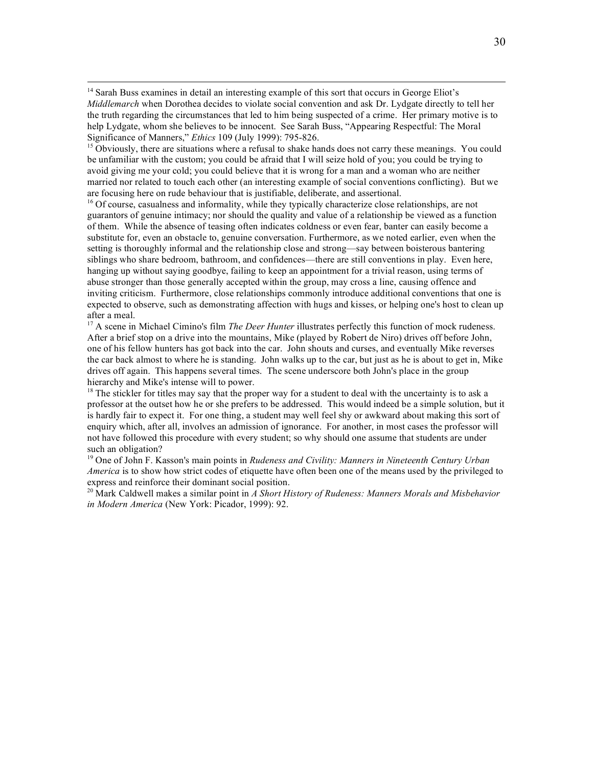[14] Sarah Buss examines in detail an interesting example of this sort that occurs in George Eliot's *Middlemarch* when Dorothea decides to violate social convention and ask Dr. Lydgate directly to tell her the truth regarding the circumstances that led to him being suspected of a crime. Her primary motive is to help Lydgate, whom she believes to be innocent. See Sarah Buss, "Appearing Respectful: The Moral Significance of Manners," *Ethics* 109 (July 1999): 795-826.

[15] Obviously, there are situations where a refusal to shake hands does not carry these meanings. You could be unfamiliar with the custom; you could be afraid that I will seize hold of you; you could be trying to avoid giving me your cold; you could believe that it is wrong for a man and a woman who are neither married nor related to touch each other (an interesting example of social conventions conflicting). But we are focusing here on rude behaviour that is justifiable, deliberate, and assertional.

[16] Of course, casualness and informality, while they typically characterize close relationships, are not guarantors of genuine intimacy; nor should the quality and value of a relationship be viewed as a function of them. While the absence of teasing often indicates coldness or even fear, banter can easily become a substitute for, even an obstacle to, genuine conversation. Furthermore, as we noted earlier, even when the setting is thoroughly informal and the relationship close and strong—say between boisterous bantering siblings who share bedroom, bathroom, and confidences—there are still conventions in play. Even here, hanging up without saying goodbye, failing to keep an appointment for a trivial reason, using terms of abuse stronger than those generally accepted within the group, may cross a line, causing offence and inviting criticism. Furthermore, close relationships commonly introduce additional conventions that one is expected to observe, such as demonstrating affection with hugs and kisses, or helping one's host to clean up after a meal.

[17] A scene in Michael Cimino's film *The Deer Hunter* illustrates perfectly this function of mock rudeness. After a brief stop on a drive into the mountains, Mike (played by Robert de Niro) drives off before John, one of his fellow hunters has got back into the car. John shouts and curses, and eventually Mike reverses the car back almost to where he is standing. John walks up to the car, but just as he is about to get in, Mike drives off again. This happens several times. The scene underscore both John's place in the group hierarchy and Mike's intense will to power.

[18] The stickler for titles may say that the proper way for a student to deal with the uncertainty is to ask a professor at the outset how he or she prefers to be addressed. This would indeed be a simple solution, but it is hardly fair to expect it. For one thing, a student may well feel shy or awkward about making this sort of enquiry which, after all, involves an admission of ignorance. For another, in most cases the professor will not have followed this procedure with every student; so why should one assume that students are under such an obligation?

[19] One of John F. Kasson's main points in *Rudeness and Civility: Manners in Nineteenth Century Urban America* is to show how strict codes of etiquette have often been one of the means used by the privileged to express and reinforce their dominant social position.

[20] Mark Caldwell makes a similar point in *A Short History of Rudeness: Manners Morals and Misbehavior in Modern America* (New York: Picador, 1999): 92.